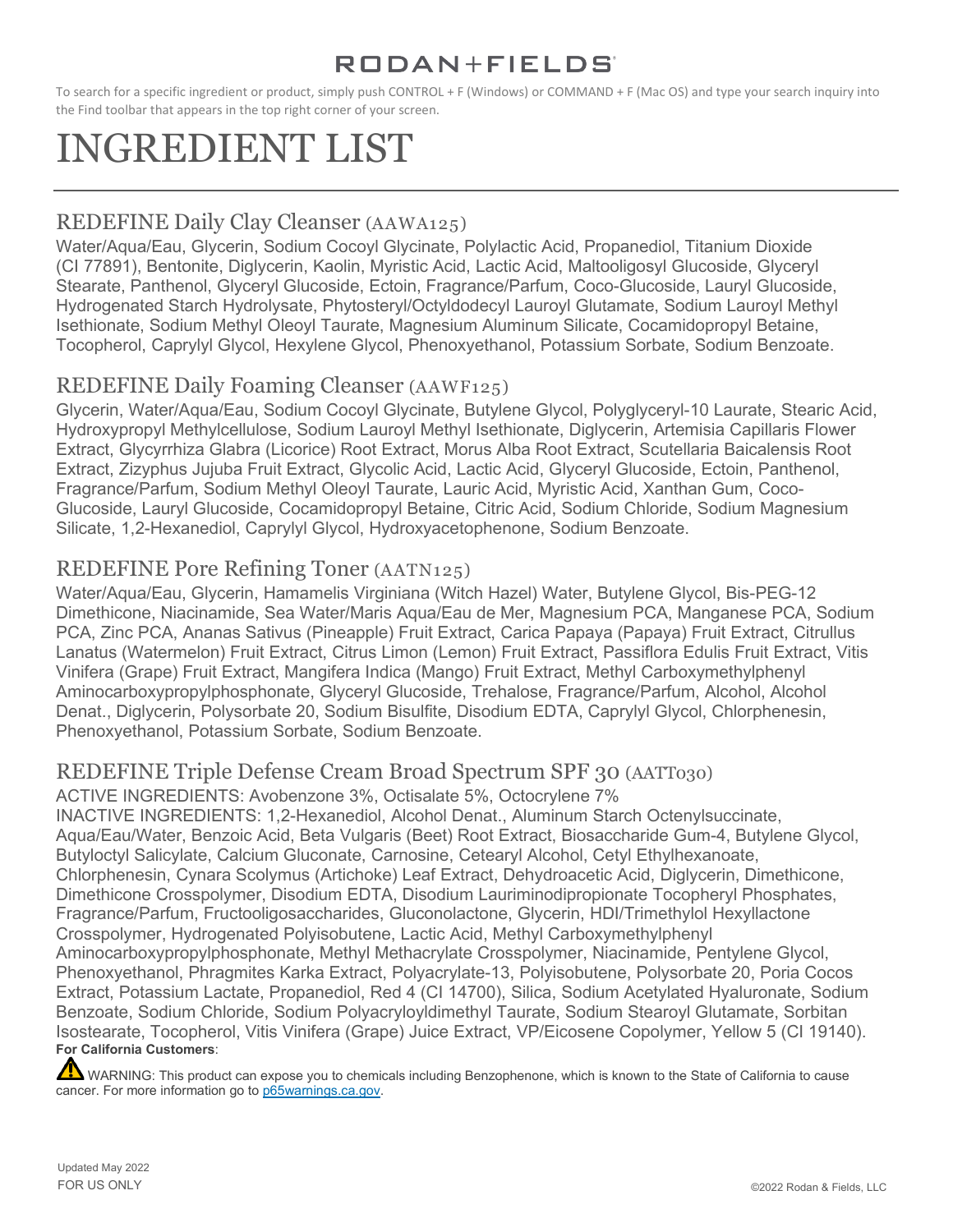RODAN+FIELDS

To search for a specific ingredient or product, simply push CONTROL + F (Windows) or COMMAND + F (Mac OS) and type your search inquiry into the Find toolbar that appears in the top right corner of your screen.

# INGREDIENT LIST

## REDEFINE Daily Clay Cleanser (AAWA125)

Water/Aqua/Eau, Glycerin, Sodium Cocoyl Glycinate, Polylactic Acid, Propanediol, Titanium Dioxide (CI 77891), Bentonite, Diglycerin, Kaolin, Myristic Acid, Lactic Acid, Maltooligosyl Glucoside, Glyceryl Stearate, Panthenol, Glyceryl Glucoside, Ectoin, Fragrance/Parfum, Coco-Glucoside, Lauryl Glucoside, Hydrogenated Starch Hydrolysate, Phytosteryl/Octyldodecyl Lauroyl Glutamate, Sodium Lauroyl Methyl Isethionate, Sodium Methyl Oleoyl Taurate, Magnesium Aluminum Silicate, Cocamidopropyl Betaine, Tocopherol, Caprylyl Glycol, Hexylene Glycol, Phenoxyethanol, Potassium Sorbate, Sodium Benzoate.

## REDEFINE Daily Foaming Cleanser (AAWF125)

Glycerin, Water/Aqua/Eau, Sodium Cocoyl Glycinate, Butylene Glycol, Polyglyceryl-10 Laurate, Stearic Acid, Hydroxypropyl Methylcellulose, Sodium Lauroyl Methyl Isethionate, Diglycerin, Artemisia Capillaris Flower Extract, Glycyrrhiza Glabra (Licorice) Root Extract, Morus Alba Root Extract, Scutellaria Baicalensis Root Extract, Zizyphus Jujuba Fruit Extract, Glycolic Acid, Lactic Acid, Glyceryl Glucoside, Ectoin, Panthenol, Fragrance/Parfum, Sodium Methyl Oleoyl Taurate, Lauric Acid, Myristic Acid, Xanthan Gum, Coco-Glucoside, Lauryl Glucoside, Cocamidopropyl Betaine, Citric Acid, Sodium Chloride, Sodium Magnesium Silicate, 1,2-Hexanediol, Caprylyl Glycol, Hydroxyacetophenone, Sodium Benzoate.

## REDEFINE Pore Refining Toner (AATN125)

Water/Aqua/Eau, Glycerin, Hamamelis Virginiana (Witch Hazel) Water, Butylene Glycol, Bis-PEG-12 Dimethicone, Niacinamide, Sea Water/Maris Aqua/Eau de Mer, Magnesium PCA, Manganese PCA, Sodium PCA, Zinc PCA, Ananas Sativus (Pineapple) Fruit Extract, Carica Papaya (Papaya) Fruit Extract, Citrullus Lanatus (Watermelon) Fruit Extract, Citrus Limon (Lemon) Fruit Extract, Passiflora Edulis Fruit Extract, Vitis Vinifera (Grape) Fruit Extract, Mangifera Indica (Mango) Fruit Extract, Methyl Carboxymethylphenyl Aminocarboxypropylphosphonate, Glyceryl Glucoside, Trehalose, Fragrance/Parfum, Alcohol, Alcohol Denat., Diglycerin, Polysorbate 20, Sodium Bisulfite, Disodium EDTA, Caprylyl Glycol, Chlorphenesin, Phenoxyethanol, Potassium Sorbate, Sodium Benzoate.

## REDEFINE Triple Defense Cream Broad Spectrum SPF 30 (AATT030)

ACTIVE INGREDIENTS: Avobenzone 3%, Octisalate 5%, Octocrylene 7%
INACTIVE INGREDIENTS: 1,2-Hexanediol, Alcohol Denat., Aluminum Starch Octenylsuccinate, Aqua/Eau/Water, Benzoic Acid, Beta Vulgaris (Beet) Root Extract, Biosaccharide Gum-4, Butylene Glycol, Butyloctyl Salicylate, Calcium Gluconate, Carnosine, Cetearyl Alcohol, Cetyl Ethylhexanoate, Chlorphenesin, Cynara Scolymus (Artichoke) Leaf Extract, Dehydroacetic Acid, Diglycerin, Dimethicone, Dimethicone Crosspolymer, Disodium EDTA, Disodium Lauriminodipropionate Tocopheryl Phosphates, Fragrance/Parfum, Fructooligosaccharides, Gluconolactone, Glycerin, HDI/Trimethylol Hexyllactone Crosspolymer, Hydrogenated Polyisobutene, Lactic Acid, Methyl Carboxymethylphenyl Aminocarboxypropylphosphonate, Methyl Methacrylate Crosspolymer, Niacinamide, Pentylene Glycol, Phenoxyethanol, Phragmites Karka Extract, Polyacrylate-13, Polyisobutene, Polysorbate 20, Poria Cocos Extract, Potassium Lactate, Propanediol, Red 4 (CI 14700), Silica, Sodium Acetylated Hyaluronate, Sodium Benzoate, Sodium Chloride, Sodium Polyacryloyldimethyl Taurate, Sodium Stearoyl Glutamate, Sorbitan Isostearate, Tocopherol, Vitis Vinifera (Grape) Juice Extract, VP/Eicosene Copolymer, Yellow 5 (CI 19140).

**For California Customers**:

⚠ WARNING: This product can expose you to chemicals including Benzophenone, which is known to the State of California to cause cancer. For more information go to p65warnings.ca.gov.

Updated May 2022
FOR US ONLY

©2022 Rodan & Fields, LLC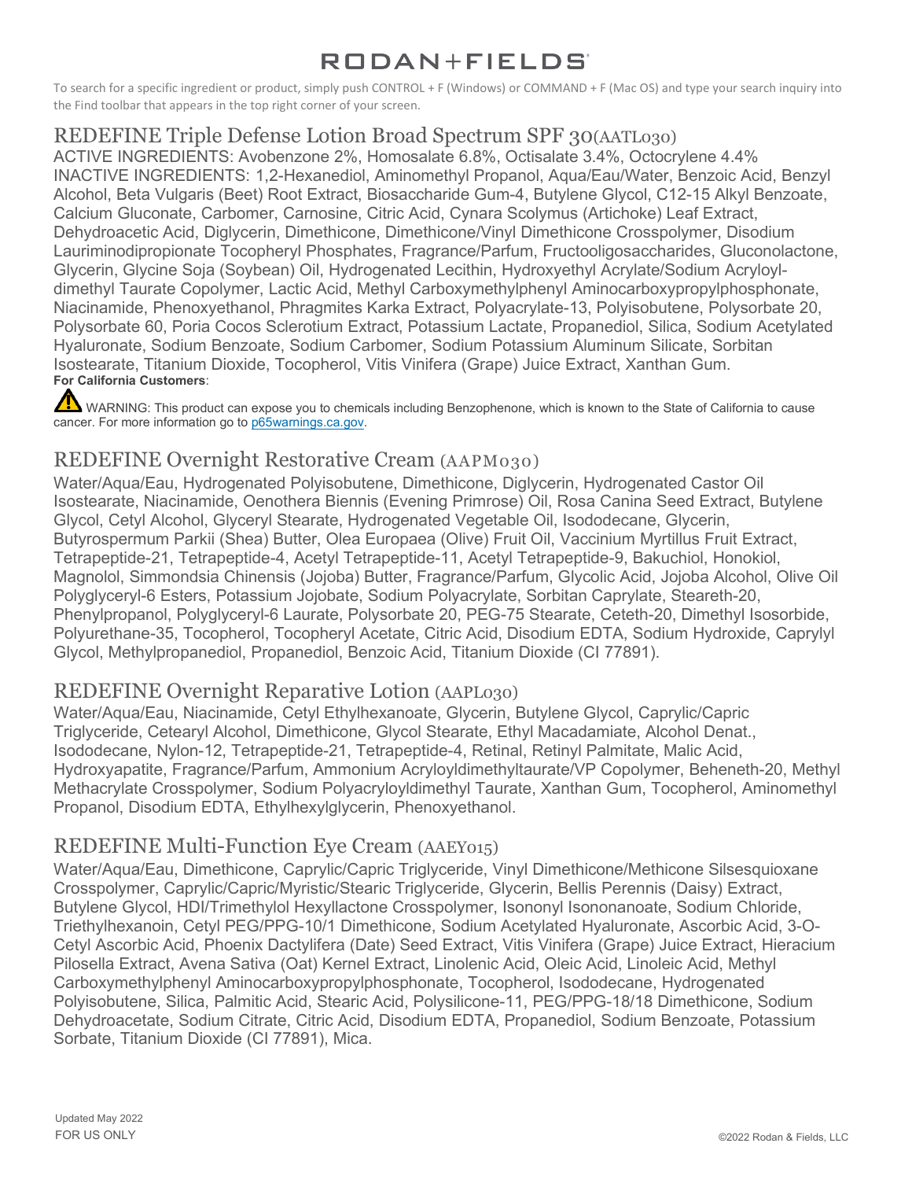# RODAN+FIELDS

To search for a specific ingredient or product, simply push CONTROL + F (Windows) or COMMAND + F (Mac OS) and type your search inquiry into the Find toolbar that appears in the top right corner of your screen.

## REDEFINE Triple Defense Lotion Broad Spectrum SPF 30(AATL030)

ACTIVE INGREDIENTS: Avobenzone 2%, Homosalate 6.8%, Octisalate 3.4%, Octocrylene 4.4%
INACTIVE INGREDIENTS: 1,2-Hexanediol, Aminomethyl Propanol, Aqua/Eau/Water, Benzoic Acid, Benzyl Alcohol, Beta Vulgaris (Beet) Root Extract, Biosaccharide Gum-4, Butylene Glycol, C12-15 Alkyl Benzoate, Calcium Gluconate, Carbomer, Carnosine, Citric Acid, Cynara Scolymus (Artichoke) Leaf Extract, Dehydroacetic Acid, Diglycerin, Dimethicone, Dimethicone/Vinyl Dimethicone Crosspolymer, Disodium Lauriminodipropionate Tocopheryl Phosphates, Fragrance/Parfum, Fructooligosaccharides, Gluconolactone, Glycerin, Glycine Soja (Soybean) Oil, Hydrogenated Lecithin, Hydroxyethyl Acrylate/Sodium Acryloyldimethyl Taurate Copolymer, Lactic Acid, Methyl Carboxymethylphenyl Aminocarboxypropylphosphonate, Niacinamide, Phenoxyethanol, Phragmites Karka Extract, Polyacrylate-13, Polyisobutene, Polysorbate 20, Polysorbate 60, Poria Cocos Sclerotium Extract, Potassium Lactate, Propanediol, Silica, Sodium Acetylated Hyaluronate, Sodium Benzoate, Sodium Carbomer, Sodium Potassium Aluminum Silicate, Sorbitan Isostearate, Titanium Dioxide, Tocopherol, Vitis Vinifera (Grape) Juice Extract, Xanthan Gum.

**For California Customers**:

⚠ WARNING: This product can expose you to chemicals including Benzophenone, which is known to the State of California to cause cancer. For more information go to p65warnings.ca.gov.

## REDEFINE Overnight Restorative Cream (AAPM030)

Water/Aqua/Eau, Hydrogenated Polyisobutene, Dimethicone, Diglycerin, Hydrogenated Castor Oil Isostearate, Niacinamide, Oenothera Biennis (Evening Primrose) Oil, Rosa Canina Seed Extract, Butylene Glycol, Cetyl Alcohol, Glyceryl Stearate, Hydrogenated Vegetable Oil, Isododecane, Glycerin, Butyrospermum Parkii (Shea) Butter, Olea Europaea (Olive) Fruit Oil, Vaccinium Myrtillus Fruit Extract, Tetrapeptide-21, Tetrapeptide-4, Acetyl Tetrapeptide-11, Acetyl Tetrapeptide-9, Bakuchiol, Honokiol, Magnolol, Simmondsia Chinensis (Jojoba) Butter, Fragrance/Parfum, Glycolic Acid, Jojoba Alcohol, Olive Oil Polyglyceryl-6 Esters, Potassium Jojobate, Sodium Polyacrylate, Sorbitan Caprylate, Steareth-20, Phenylpropanol, Polyglyceryl-6 Laurate, Polysorbate 20, PEG-75 Stearate, Ceteth-20, Dimethyl Isosorbide, Polyurethane-35, Tocopherol, Tocopheryl Acetate, Citric Acid, Disodium EDTA, Sodium Hydroxide, Caprylyl Glycol, Methylpropanediol, Propanediol, Benzoic Acid, Titanium Dioxide (CI 77891).

## REDEFINE Overnight Reparative Lotion (AAPL030)

Water/Aqua/Eau, Niacinamide, Cetyl Ethylhexanoate, Glycerin, Butylene Glycol, Caprylic/Capric Triglyceride, Cetearyl Alcohol, Dimethicone, Glycol Stearate, Ethyl Macadamiate, Alcohol Denat., Isododecane, Nylon-12, Tetrapeptide-21, Tetrapeptide-4, Retinal, Retinyl Palmitate, Malic Acid, Hydroxyapatite, Fragrance/Parfum, Ammonium Acryloyldimethyltaurate/VP Copolymer, Beheneth-20, Methyl Methacrylate Crosspolymer, Sodium Polyacryloyldimethyl Taurate, Xanthan Gum, Tocopherol, Aminomethyl Propanol, Disodium EDTA, Ethylhexylglycerin, Phenoxyethanol.

## REDEFINE Multi-Function Eye Cream (AAEY015)

Water/Aqua/Eau, Dimethicone, Caprylic/Capric Triglyceride, Vinyl Dimethicone/Methicone Silsesquioxane Crosspolymer, Caprylic/Capric/Myristic/Stearic Triglyceride, Glycerin, Bellis Perennis (Daisy) Extract, Butylene Glycol, HDI/Trimethylol Hexyllactone Crosspolymer, Isononyl Isononanoate, Sodium Chloride, Triethylhexanoin, Cetyl PEG/PPG-10/1 Dimethicone, Sodium Acetylated Hyaluronate, Ascorbic Acid, 3-O-Cetyl Ascorbic Acid, Phoenix Dactylifera (Date) Seed Extract, Vitis Vinifera (Grape) Juice Extract, Hieracium Pilosella Extract, Avena Sativa (Oat) Kernel Extract, Linolenic Acid, Oleic Acid, Linoleic Acid, Methyl Carboxymethylphenyl Aminocarboxypropylphosphonate, Tocopherol, Isododecane, Hydrogenated Polyisobutene, Silica, Palmitic Acid, Stearic Acid, Polysilicone-11, PEG/PPG-18/18 Dimethicone, Sodium Dehydroacetate, Sodium Citrate, Citric Acid, Disodium EDTA, Propanediol, Sodium Benzoate, Potassium Sorbate, Titanium Dioxide (CI 77891), Mica.

Updated May 2022
FOR US ONLY

©2022 Rodan & Fields, LLC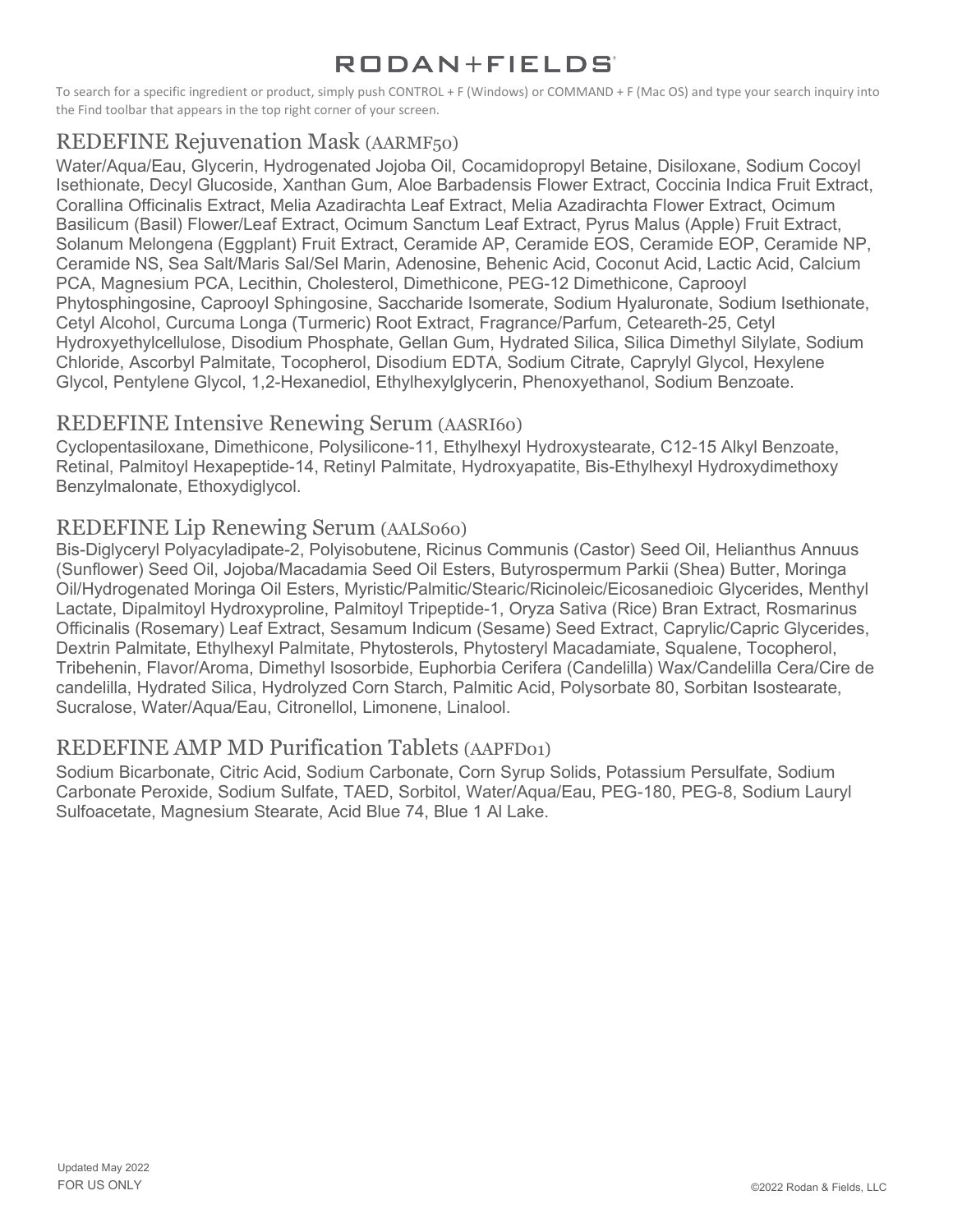# RODAN+FIELDS

To search for a specific ingredient or product, simply push CONTROL + F (Windows) or COMMAND + F (Mac OS) and type your search inquiry into the Find toolbar that appears in the top right corner of your screen.

## REDEFINE Rejuvenation Mask (AARMF50)

Water/Aqua/Eau, Glycerin, Hydrogenated Jojoba Oil, Cocamidopropyl Betaine, Disiloxane, Sodium Cocoyl Isethionate, Decyl Glucoside, Xanthan Gum, Aloe Barbadensis Flower Extract, Coccinia Indica Fruit Extract, Corallina Officinalis Extract, Melia Azadirachta Leaf Extract, Melia Azadirachta Flower Extract, Ocimum Basilicum (Basil) Flower/Leaf Extract, Ocimum Sanctum Leaf Extract, Pyrus Malus (Apple) Fruit Extract, Solanum Melongena (Eggplant) Fruit Extract, Ceramide AP, Ceramide EOS, Ceramide EOP, Ceramide NP, Ceramide NS, Sea Salt/Maris Sal/Sel Marin, Adenosine, Behenic Acid, Coconut Acid, Lactic Acid, Calcium PCA, Magnesium PCA, Lecithin, Cholesterol, Dimethicone, PEG-12 Dimethicone, Caprooyl Phytosphingosine, Caprooyl Sphingosine, Saccharide Isomerate, Sodium Hyaluronate, Sodium Isethionate, Cetyl Alcohol, Curcuma Longa (Turmeric) Root Extract, Fragrance/Parfum, Ceteareth-25, Cetyl Hydroxyethylcellulose, Disodium Phosphate, Gellan Gum, Hydrated Silica, Silica Dimethyl Silylate, Sodium Chloride, Ascorbyl Palmitate, Tocopherol, Disodium EDTA, Sodium Citrate, Caprylyl Glycol, Hexylene Glycol, Pentylene Glycol, 1,2-Hexanediol, Ethylhexylglycerin, Phenoxyethanol, Sodium Benzoate.

## REDEFINE Intensive Renewing Serum (AASRI60)

Cyclopentasiloxane, Dimethicone, Polysilicone-11, Ethylhexyl Hydroxystearate, C12-15 Alkyl Benzoate, Retinal, Palmitoyl Hexapeptide-14, Retinyl Palmitate, Hydroxyapatite, Bis-Ethylhexyl Hydroxydimethoxy Benzylmalonate, Ethoxydiglycol.

## REDEFINE Lip Renewing Serum (AALS060)

Bis-Diglyceryl Polyacyladipate-2, Polyisobutene, Ricinus Communis (Castor) Seed Oil, Helianthus Annuus (Sunflower) Seed Oil, Jojoba/Macadamia Seed Oil Esters, Butyrospermum Parkii (Shea) Butter, Moringa Oil/Hydrogenated Moringa Oil Esters, Myristic/Palmitic/Stearic/Ricinoleic/Eicosanedioic Glycerides, Menthyl Lactate, Dipalmitoyl Hydroxyproline, Palmitoyl Tripeptide-1, Oryza Sativa (Rice) Bran Extract, Rosmarinus Officinalis (Rosemary) Leaf Extract, Sesamum Indicum (Sesame) Seed Extract, Caprylic/Capric Glycerides, Dextrin Palmitate, Ethylhexyl Palmitate, Phytosterols, Phytosteryl Macadamiate, Squalene, Tocopherol, Tribehenin, Flavor/Aroma, Dimethyl Isosorbide, Euphorbia Cerifera (Candelilla) Wax/Candelilla Cera/Cire de candelilla, Hydrated Silica, Hydrolyzed Corn Starch, Palmitic Acid, Polysorbate 80, Sorbitan Isostearate, Sucralose, Water/Aqua/Eau, Citronellol, Limonene, Linalool.

## REDEFINE AMP MD Purification Tablets (AAPFD01)

Sodium Bicarbonate, Citric Acid, Sodium Carbonate, Corn Syrup Solids, Potassium Persulfate, Sodium Carbonate Peroxide, Sodium Sulfate, TAED, Sorbitol, Water/Aqua/Eau, PEG-180, PEG-8, Sodium Lauryl Sulfoacetate, Magnesium Stearate, Acid Blue 74, Blue 1 Al Lake.

Updated May 2022
FOR US ONLY

©2022 Rodan & Fields, LLC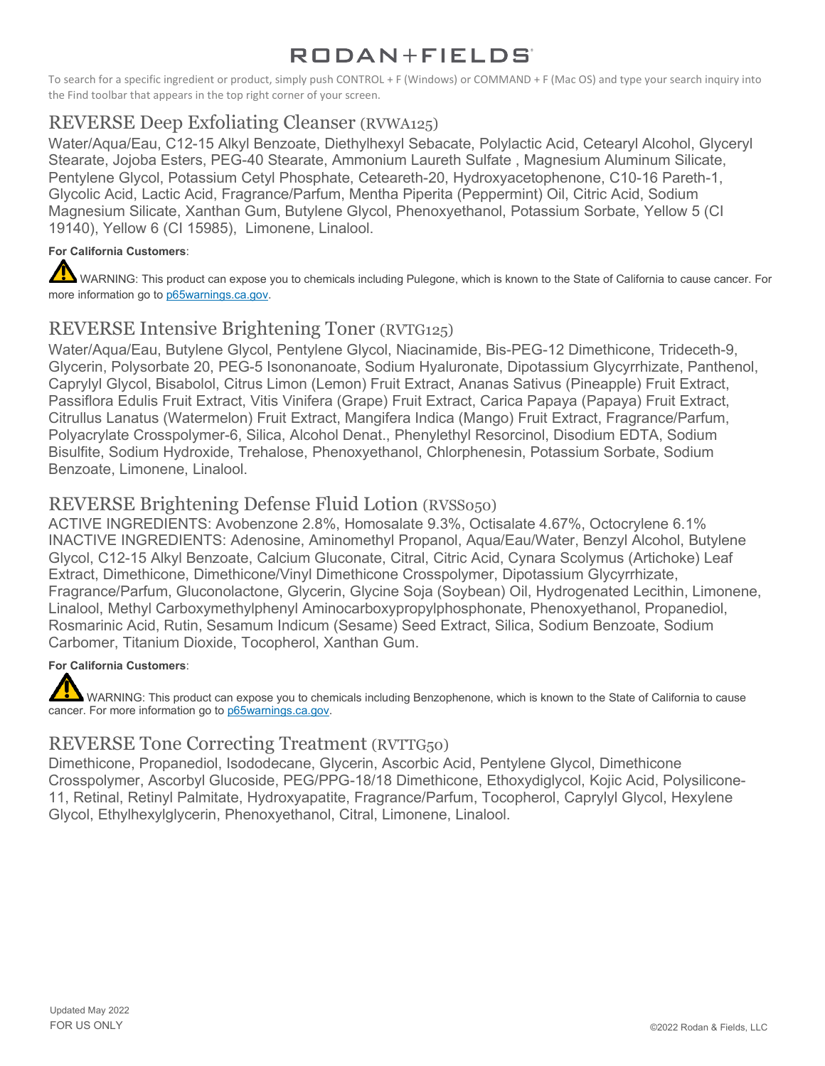# RODAN+FIELDS

To search for a specific ingredient or product, simply push CONTROL + F (Windows) or COMMAND + F (Mac OS) and type your search inquiry into the Find toolbar that appears in the top right corner of your screen.

## REVERSE Deep Exfoliating Cleanser (RVWA125)

Water/Aqua/Eau, C12-15 Alkyl Benzoate, Diethylhexyl Sebacate, Polylactic Acid, Cetearyl Alcohol, Glyceryl Stearate, Jojoba Esters, PEG-40 Stearate, Ammonium Laureth Sulfate , Magnesium Aluminum Silicate, Pentylene Glycol, Potassium Cetyl Phosphate, Ceteareth-20, Hydroxyacetophenone, C10-16 Pareth-1, Glycolic Acid, Lactic Acid, Fragrance/Parfum, Mentha Piperita (Peppermint) Oil, Citric Acid, Sodium Magnesium Silicate, Xanthan Gum, Butylene Glycol, Phenoxyethanol, Potassium Sorbate, Yellow 5 (CI 19140), Yellow 6 (CI 15985), Limonene, Linalool.

**For California Customers**:

WARNING: This product can expose you to chemicals including Pulegone, which is known to the State of California to cause cancer. For more information go to p65warnings.ca.gov.

## REVERSE Intensive Brightening Toner (RVTG125)

Water/Aqua/Eau, Butylene Glycol, Pentylene Glycol, Niacinamide, Bis-PEG-12 Dimethicone, Trideceth-9, Glycerin, Polysorbate 20, PEG-5 Isononanoate, Sodium Hyaluronate, Dipotassium Glycyrrhizate, Panthenol, Caprylyl Glycol, Bisabolol, Citrus Limon (Lemon) Fruit Extract, Ananas Sativus (Pineapple) Fruit Extract, Passiflora Edulis Fruit Extract, Vitis Vinifera (Grape) Fruit Extract, Carica Papaya (Papaya) Fruit Extract, Citrullus Lanatus (Watermelon) Fruit Extract, Mangifera Indica (Mango) Fruit Extract, Fragrance/Parfum, Polyacrylate Crosspolymer-6, Silica, Alcohol Denat., Phenylethyl Resorcinol, Disodium EDTA, Sodium Bisulfite, Sodium Hydroxide, Trehalose, Phenoxyethanol, Chlorphenesin, Potassium Sorbate, Sodium Benzoate, Limonene, Linalool.

## REVERSE Brightening Defense Fluid Lotion (RVSS050)

ACTIVE INGREDIENTS: Avobenzone 2.8%, Homosalate 9.3%, Octisalate 4.67%, Octocrylene 6.1%
INACTIVE INGREDIENTS: Adenosine, Aminomethyl Propanol, Aqua/Eau/Water, Benzyl Alcohol, Butylene Glycol, C12-15 Alkyl Benzoate, Calcium Gluconate, Citral, Citric Acid, Cynara Scolymus (Artichoke) Leaf Extract, Dimethicone, Dimethicone/Vinyl Dimethicone Crosspolymer, Dipotassium Glycyrrhizate, Fragrance/Parfum, Gluconolactone, Glycerin, Glycine Soja (Soybean) Oil, Hydrogenated Lecithin, Limonene, Linalool, Methyl Carboxymethylphenyl Aminocarboxypropylphosphonate, Phenoxyethanol, Propanediol, Rosmarinic Acid, Rutin, Sesamum Indicum (Sesame) Seed Extract, Silica, Sodium Benzoate, Sodium Carbomer, Titanium Dioxide, Tocopherol, Xanthan Gum.

**For California Customers**:

WARNING: This product can expose you to chemicals including Benzophenone, which is known to the State of California to cause cancer. For more information go to p65warnings.ca.gov.

## REVERSE Tone Correcting Treatment (RVTTG50)

Dimethicone, Propanediol, Isododecane, Glycerin, Ascorbic Acid, Pentylene Glycol, Dimethicone Crosspolymer, Ascorbyl Glucoside, PEG/PPG-18/18 Dimethicone, Ethoxydiglycol, Kojic Acid, Polysilicone-11, Retinal, Retinyl Palmitate, Hydroxyapatite, Fragrance/Parfum, Tocopherol, Caprylyl Glycol, Hexylene Glycol, Ethylhexylglycerin, Phenoxyethanol, Citral, Limonene, Linalool.

Updated May 2022
FOR US ONLY

©2022 Rodan & Fields, LLC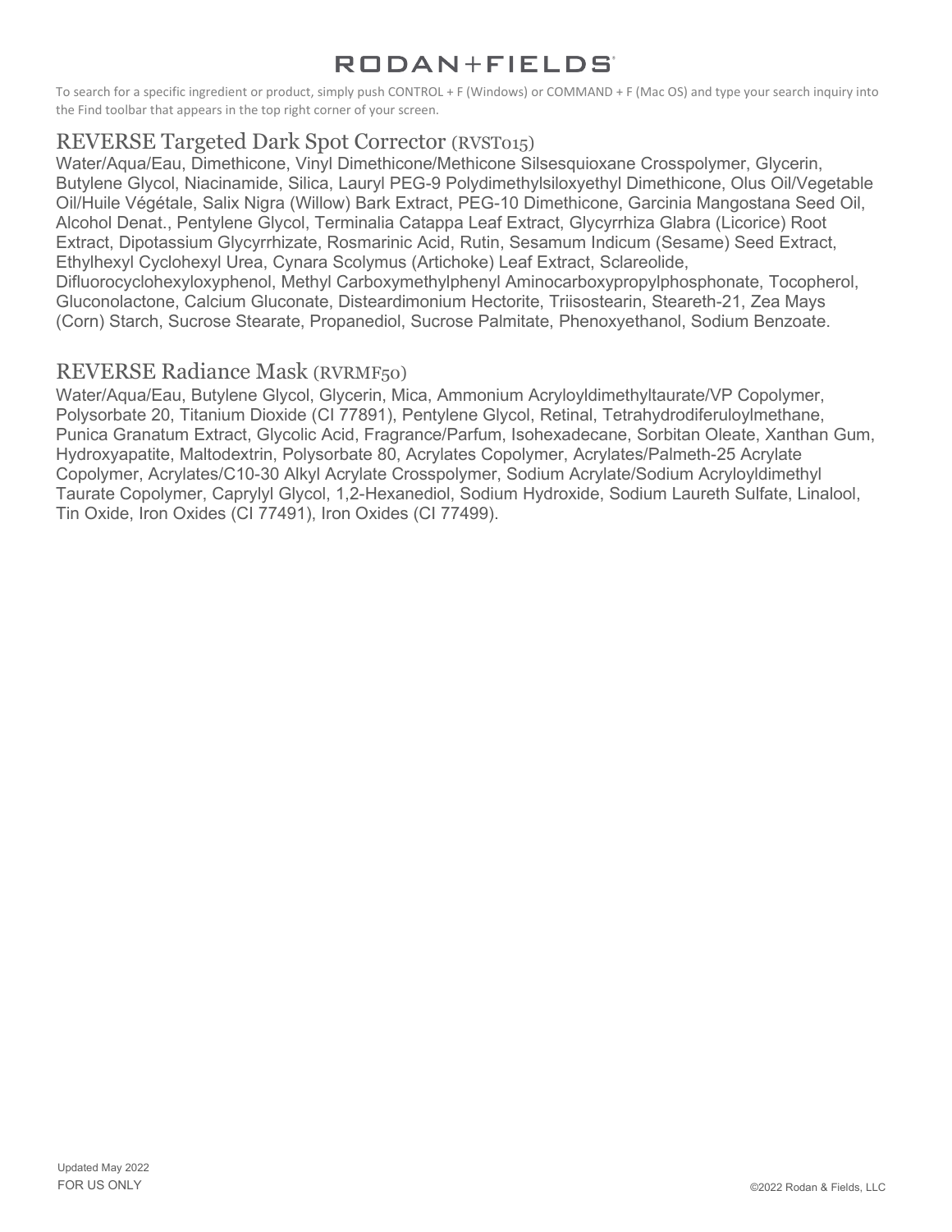To search for a specific ingredient or product, simply push CONTROL + F (Windows) or COMMAND + F (Mac OS) and type your search inquiry into the Find toolbar that appears in the top right corner of your screen.

## REVERSE Targeted Dark Spot Corrector (RVST015)

Water/Aqua/Eau, Dimethicone, Vinyl Dimethicone/Methicone Silsesquioxane Crosspolymer, Glycerin, Butylene Glycol, Niacinamide, Silica, Lauryl PEG-9 Polydimethylsiloxyethyl Dimethicone, Olus Oil/Vegetable Oil/Huile Végétale, Salix Nigra (Willow) Bark Extract, PEG-10 Dimethicone, Garcinia Mangostana Seed Oil, Alcohol Denat., Pentylene Glycol, Terminalia Catappa Leaf Extract, Glycyrrhiza Glabra (Licorice) Root Extract, Dipotassium Glycyrrhizate, Rosmarinic Acid, Rutin, Sesamum Indicum (Sesame) Seed Extract, Ethylhexyl Cyclohexyl Urea, Cynara Scolymus (Artichoke) Leaf Extract, Sclareolide, Difluorocyclohexyloxyphenol, Methyl Carboxymethylphenyl Aminocarboxypropylphosphonate, Tocopherol, Gluconolactone, Calcium Gluconate, Disteardimonium Hectorite, Triisostearin, Steareth-21, Zea Mays (Corn) Starch, Sucrose Stearate, Propanediol, Sucrose Palmitate, Phenoxyethanol, Sodium Benzoate.

## REVERSE Radiance Mask (RVRMF50)

Water/Aqua/Eau, Butylene Glycol, Glycerin, Mica, Ammonium Acryloyldimethyltaurate/VP Copolymer, Polysorbate 20, Titanium Dioxide (CI 77891), Pentylene Glycol, Retinal, Tetrahydrodiferuloylmethane, Punica Granatum Extract, Glycolic Acid, Fragrance/Parfum, Isohexadecane, Sorbitan Oleate, Xanthan Gum, Hydroxyapatite, Maltodextrin, Polysorbate 80, Acrylates Copolymer, Acrylates/Palmeth-25 Acrylate Copolymer, Acrylates/C10-30 Alkyl Acrylate Crosspolymer, Sodium Acrylate/Sodium Acryloyldimethyl Taurate Copolymer, Caprylyl Glycol, 1,2-Hexanediol, Sodium Hydroxide, Sodium Laureth Sulfate, Linalool, Tin Oxide, Iron Oxides (CI 77491), Iron Oxides (CI 77499).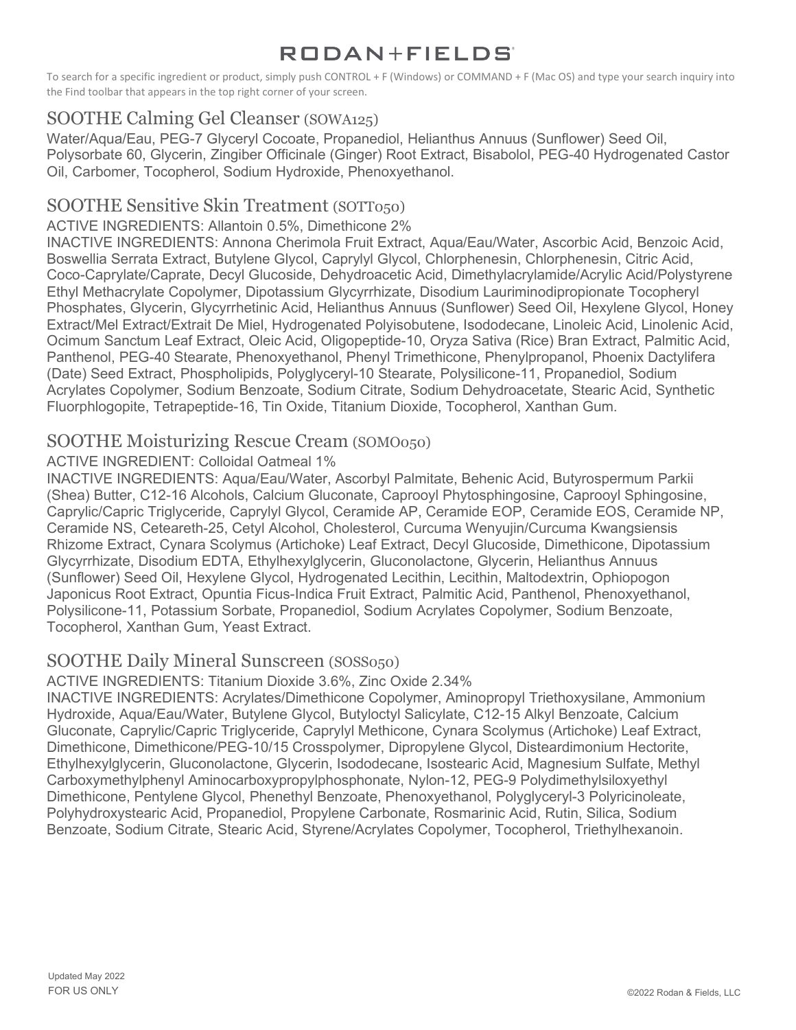# RODAN+FIELDS

To search for a specific ingredient or product, simply push CONTROL + F (Windows) or COMMAND + F (Mac OS) and type your search inquiry into the Find toolbar that appears in the top right corner of your screen.

## SOOTHE Calming Gel Cleanser (SOWA125)

Water/Aqua/Eau, PEG-7 Glyceryl Cocoate, Propanediol, Helianthus Annuus (Sunflower) Seed Oil, Polysorbate 60, Glycerin, Zingiber Officinale (Ginger) Root Extract, Bisabolol, PEG-40 Hydrogenated Castor Oil, Carbomer, Tocopherol, Sodium Hydroxide, Phenoxyethanol.

## SOOTHE Sensitive Skin Treatment (SOTT050)

ACTIVE INGREDIENTS: Allantoin 0.5%, Dimethicone 2%

INACTIVE INGREDIENTS: Annona Cherimola Fruit Extract, Aqua/Eau/Water, Ascorbic Acid, Benzoic Acid, Boswellia Serrata Extract, Butylene Glycol, Caprylyl Glycol, Chlorphenesin, Chlorphenesin, Citric Acid, Coco-Caprylate/Caprate, Decyl Glucoside, Dehydroacetic Acid, Dimethylacrylamide/Acrylic Acid/Polystyrene Ethyl Methacrylate Copolymer, Dipotassium Glycyrrhizate, Disodium Lauriminodipropionate Tocopheryl Phosphates, Glycerin, Glycyrrhetinic Acid, Helianthus Annuus (Sunflower) Seed Oil, Hexylene Glycol, Honey Extract/Mel Extract/Extrait De Miel, Hydrogenated Polyisobutene, Isododecane, Linoleic Acid, Linolenic Acid, Ocimum Sanctum Leaf Extract, Oleic Acid, Oligopeptide-10, Oryza Sativa (Rice) Bran Extract, Palmitic Acid, Panthenol, PEG-40 Stearate, Phenoxyethanol, Phenyl Trimethicone, Phenylpropanol, Phoenix Dactylifera (Date) Seed Extract, Phospholipids, Polyglyceryl-10 Stearate, Polysilicone-11, Propanediol, Sodium Acrylates Copolymer, Sodium Benzoate, Sodium Citrate, Sodium Dehydroacetate, Stearic Acid, Synthetic Fluorphlogopite, Tetrapeptide-16, Tin Oxide, Titanium Dioxide, Tocopherol, Xanthan Gum.

## SOOTHE Moisturizing Rescue Cream (SOMO050)

ACTIVE INGREDIENT: Colloidal Oatmeal 1%

INACTIVE INGREDIENTS: Aqua/Eau/Water, Ascorbyl Palmitate, Behenic Acid, Butyrospermum Parkii (Shea) Butter, C12-16 Alcohols, Calcium Gluconate, Caprooyl Phytosphingosine, Caprooyl Sphingosine, Caprylic/Capric Triglyceride, Caprylyl Glycol, Ceramide AP, Ceramide EOP, Ceramide EOS, Ceramide NP, Ceramide NS, Ceteareth-25, Cetyl Alcohol, Cholesterol, Curcuma Wenyujin/Curcuma Kwangsiensis Rhizome Extract, Cynara Scolymus (Artichoke) Leaf Extract, Decyl Glucoside, Dimethicone, Dipotassium Glycyrrhizate, Disodium EDTA, Ethylhexylglycerin, Gluconolactone, Glycerin, Helianthus Annuus (Sunflower) Seed Oil, Hexylene Glycol, Hydrogenated Lecithin, Lecithin, Maltodextrin, Ophiopogon Japonicus Root Extract, Opuntia Ficus-Indica Fruit Extract, Palmitic Acid, Panthenol, Phenoxyethanol, Polysilicone-11, Potassium Sorbate, Propanediol, Sodium Acrylates Copolymer, Sodium Benzoate, Tocopherol, Xanthan Gum, Yeast Extract.

## SOOTHE Daily Mineral Sunscreen (SOSS050)

ACTIVE INGREDIENTS: Titanium Dioxide 3.6%, Zinc Oxide 2.34%

INACTIVE INGREDIENTS: Acrylates/Dimethicone Copolymer, Aminopropyl Triethoxysilane, Ammonium Hydroxide, Aqua/Eau/Water, Butylene Glycol, Butyloctyl Salicylate, C12-15 Alkyl Benzoate, Calcium Gluconate, Caprylic/Capric Triglyceride, Caprylyl Methicone, Cynara Scolymus (Artichoke) Leaf Extract, Dimethicone, Dimethicone/PEG-10/15 Crosspolymer, Dipropylene Glycol, Disteardimonium Hectorite, Ethylhexylglycerin, Gluconolactone, Glycerin, Isododecane, Isostearic Acid, Magnesium Sulfate, Methyl Carboxymethylphenyl Aminocarboxypropylphosphonate, Nylon-12, PEG-9 Polydimethylsiloxyethyl Dimethicone, Pentylene Glycol, Phenethyl Benzoate, Phenoxyethanol, Polyglyceryl-3 Polyricinoleate, Polyhydroxystearic Acid, Propanediol, Propylene Carbonate, Rosmarinic Acid, Rutin, Silica, Sodium Benzoate, Sodium Citrate, Stearic Acid, Styrene/Acrylates Copolymer, Tocopherol, Triethylhexanoin.

Updated May 2022
FOR US ONLY

©2022 Rodan & Fields, LLC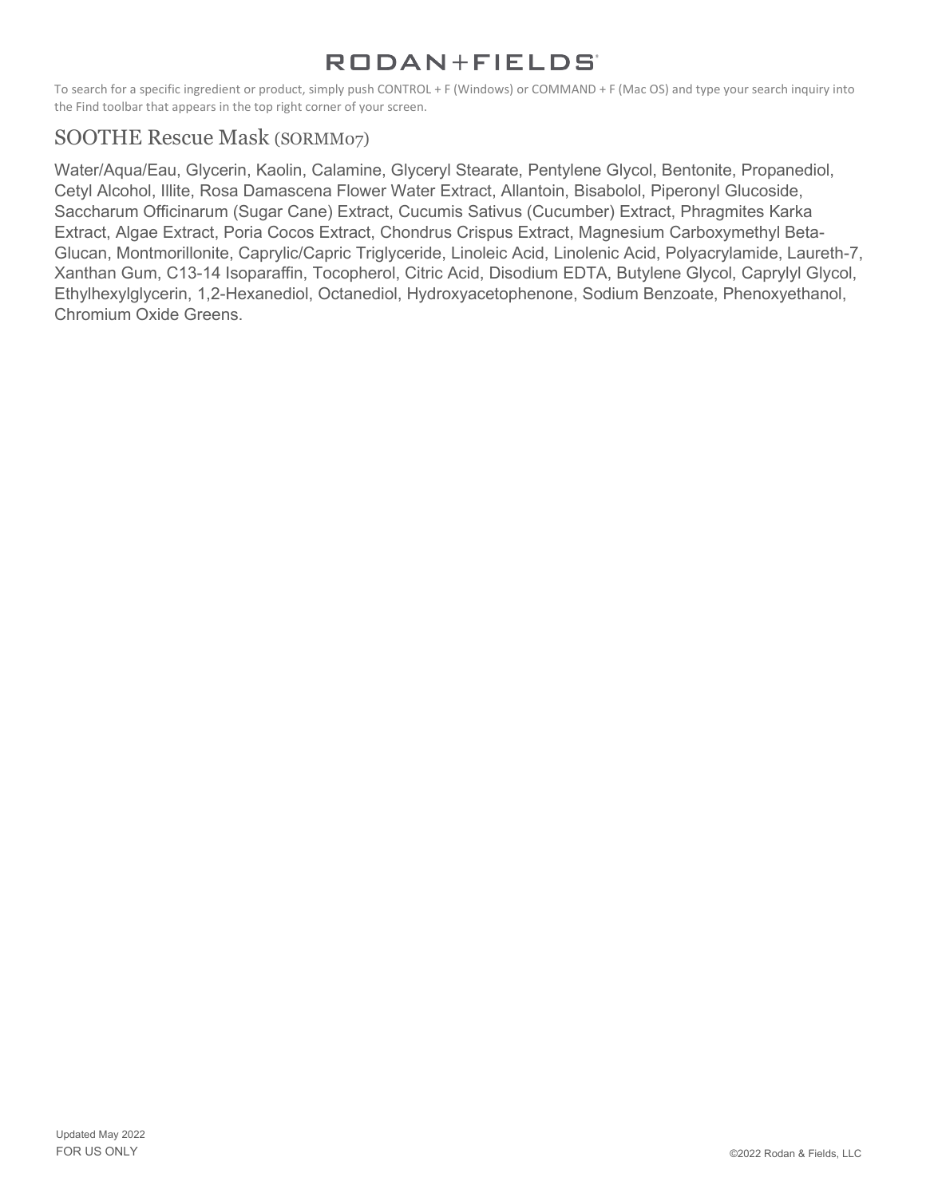To search for a specific ingredient or product, simply push CONTROL + F (Windows) or COMMAND + F (Mac OS) and type your search inquiry into the Find toolbar that appears in the top right corner of your screen.

## SOOTHE Rescue Mask (SORMM07)

Water/Aqua/Eau, Glycerin, Kaolin, Calamine, Glyceryl Stearate, Pentylene Glycol, Bentonite, Propanediol, Cetyl Alcohol, Illite, Rosa Damascena Flower Water Extract, Allantoin, Bisabolol, Piperonyl Glucoside, Saccharum Officinarum (Sugar Cane) Extract, Cucumis Sativus (Cucumber) Extract, Phragmites Karka Extract, Algae Extract, Poria Cocos Extract, Chondrus Crispus Extract, Magnesium Carboxymethyl Beta-Glucan, Montmorillonite, Caprylic/Capric Triglyceride, Linoleic Acid, Linolenic Acid, Polyacrylamide, Laureth-7, Xanthan Gum, C13-14 Isoparaffin, Tocopherol, Citric Acid, Disodium EDTA, Butylene Glycol, Caprylyl Glycol, Ethylhexylglycerin, 1,2-Hexanediol, Octanediol, Hydroxyacetophenone, Sodium Benzoate, Phenoxyethanol, Chromium Oxide Greens.

Updated May 2022
FOR US ONLY

©2022 Rodan & Fields, LLC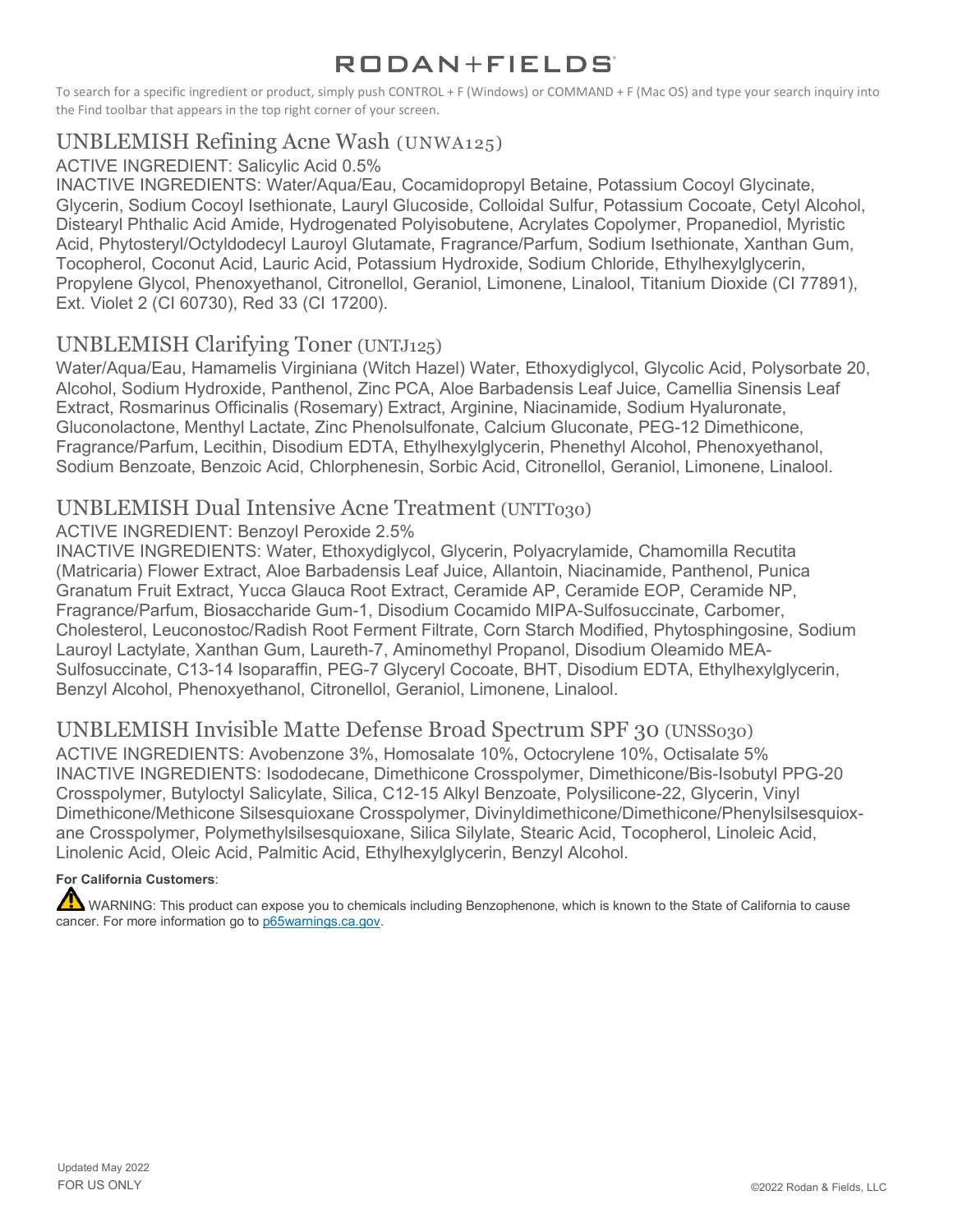# RODAN+FIELDS

To search for a specific ingredient or product, simply push CONTROL + F (Windows) or COMMAND + F (Mac OS) and type your search inquiry into the Find toolbar that appears in the top right corner of your screen.

## UNBLEMISH Refining Acne Wash (UNWA125)

ACTIVE INGREDIENT: Salicylic Acid 0.5%
INACTIVE INGREDIENTS: Water/Aqua/Eau, Cocamidopropyl Betaine, Potassium Cocoyl Glycinate, Glycerin, Sodium Cocoyl Isethionate, Lauryl Glucoside, Colloidal Sulfur, Potassium Cocoate, Cetyl Alcohol, Distearyl Phthalic Acid Amide, Hydrogenated Polyisobutene, Acrylates Copolymer, Propanediol, Myristic Acid, Phytosteryl/Octyldodecyl Lauroyl Glutamate, Fragrance/Parfum, Sodium Isethionate, Xanthan Gum, Tocopherol, Coconut Acid, Lauric Acid, Potassium Hydroxide, Sodium Chloride, Ethylhexylglycerin, Propylene Glycol, Phenoxyethanol, Citronellol, Geraniol, Limonene, Linalool, Titanium Dioxide (CI 77891), Ext. Violet 2 (CI 60730), Red 33 (CI 17200).

## UNBLEMISH Clarifying Toner (UNTJ125)

Water/Aqua/Eau, Hamamelis Virginiana (Witch Hazel) Water, Ethoxydiglycol, Glycolic Acid, Polysorbate 20, Alcohol, Sodium Hydroxide, Panthenol, Zinc PCA, Aloe Barbadensis Leaf Juice, Camellia Sinensis Leaf Extract, Rosmarinus Officinalis (Rosemary) Extract, Arginine, Niacinamide, Sodium Hyaluronate, Gluconolactone, Menthyl Lactate, Zinc Phenolsulfonate, Calcium Gluconate, PEG-12 Dimethicone, Fragrance/Parfum, Lecithin, Disodium EDTA, Ethylhexylglycerin, Phenethyl Alcohol, Phenoxyethanol, Sodium Benzoate, Benzoic Acid, Chlorphenesin, Sorbic Acid, Citronellol, Geraniol, Limonene, Linalool.

## UNBLEMISH Dual Intensive Acne Treatment (UNTT030)

ACTIVE INGREDIENT: Benzoyl Peroxide 2.5%
INACTIVE INGREDIENTS: Water, Ethoxydiglycol, Glycerin, Polyacrylamide, Chamomilla Recutita (Matricaria) Flower Extract, Aloe Barbadensis Leaf Juice, Allantoin, Niacinamide, Panthenol, Punica Granatum Fruit Extract, Yucca Glauca Root Extract, Ceramide AP, Ceramide EOP, Ceramide NP, Fragrance/Parfum, Biosaccharide Gum-1, Disodium Cocamido MIPA-Sulfosuccinate, Carbomer, Cholesterol, Leuconostoc/Radish Root Ferment Filtrate, Corn Starch Modified, Phytosphingosine, Sodium Lauroyl Lactylate, Xanthan Gum, Laureth-7, Aminomethyl Propanol, Disodium Oleamido MEA-Sulfosuccinate, C13-14 Isoparaffin, PEG-7 Glyceryl Cocoate, BHT, Disodium EDTA, Ethylhexylglycerin, Benzyl Alcohol, Phenoxyethanol, Citronellol, Geraniol, Limonene, Linalool.

## UNBLEMISH Invisible Matte Defense Broad Spectrum SPF 30 (UNSS030)

ACTIVE INGREDIENTS: Avobenzone 3%, Homosalate 10%, Octocrylene 10%, Octisalate 5%
INACTIVE INGREDIENTS: Isododecane, Dimethicone Crosspolymer, Dimethicone/Bis-Isobutyl PPG-20 Crosspolymer, Butyloctyl Salicylate, Silica, C12-15 Alkyl Benzoate, Polysilicone-22, Glycerin, Vinyl Dimethicone/Methicone Silsesquioxane Crosspolymer, Divinyldimethicone/Dimethicone/Phenylsilsesquioxane Crosspolymer, Polymethylsilsesquioxane, Silica Silylate, Stearic Acid, Tocopherol, Linoleic Acid, Linolenic Acid, Oleic Acid, Palmitic Acid, Ethylhexylglycerin, Benzyl Alcohol.

**For California Customers**:

⚠ WARNING: This product can expose you to chemicals including Benzophenone, which is known to the State of California to cause cancer. For more information go to p65warnings.ca.gov.

Updated May 2022
FOR US ONLY

©2022 Rodan & Fields, LLC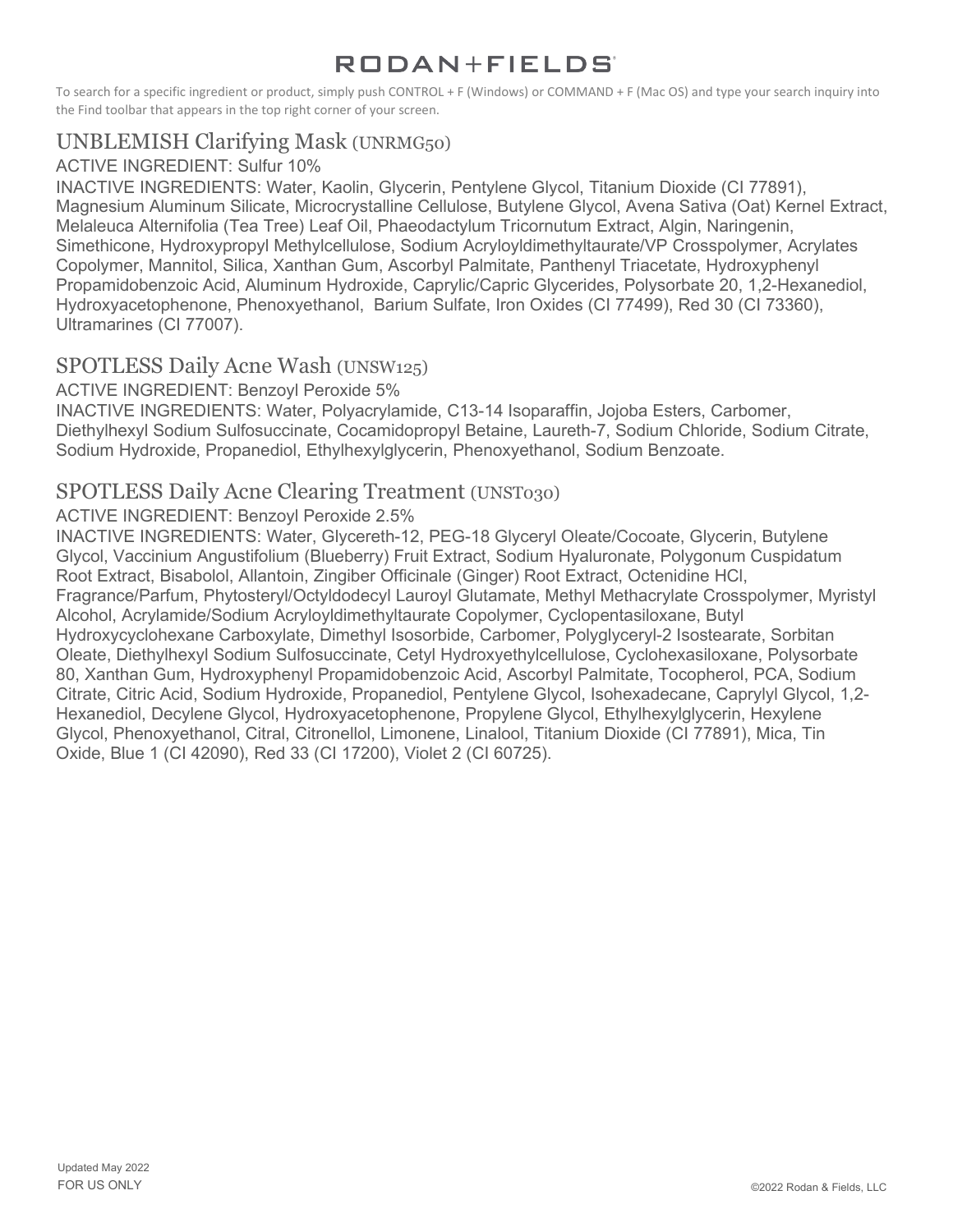# RODAN+FIELDS

To search for a specific ingredient or product, simply push CONTROL + F (Windows) or COMMAND + F (Mac OS) and type your search inquiry into the Find toolbar that appears in the top right corner of your screen.

## UNBLEMISH Clarifying Mask (UNRMG50)

ACTIVE INGREDIENT: Sulfur 10%

INACTIVE INGREDIENTS: Water, Kaolin, Glycerin, Pentylene Glycol, Titanium Dioxide (CI 77891), Magnesium Aluminum Silicate, Microcrystalline Cellulose, Butylene Glycol, Avena Sativa (Oat) Kernel Extract, Melaleuca Alternifolia (Tea Tree) Leaf Oil, Phaeodactylum Tricornutum Extract, Algin, Naringenin, Simethicone, Hydroxypropyl Methylcellulose, Sodium Acryloyldimethyltaurate/VP Crosspolymer, Acrylates Copolymer, Mannitol, Silica, Xanthan Gum, Ascorbyl Palmitate, Panthenyl Triacetate, Hydroxyphenyl Propamidobenzoic Acid, Aluminum Hydroxide, Caprylic/Capric Glycerides, Polysorbate 20, 1,2-Hexanediol, Hydroxyacetophenone, Phenoxyethanol, Barium Sulfate, Iron Oxides (CI 77499), Red 30 (CI 73360), Ultramarines (CI 77007).

## SPOTLESS Daily Acne Wash (UNSW125)

ACTIVE INGREDIENT: Benzoyl Peroxide 5%

INACTIVE INGREDIENTS: Water, Polyacrylamide, C13-14 Isoparaffin, Jojoba Esters, Carbomer, Diethylhexyl Sodium Sulfosuccinate, Cocamidopropyl Betaine, Laureth-7, Sodium Chloride, Sodium Citrate, Sodium Hydroxide, Propanediol, Ethylhexylglycerin, Phenoxyethanol, Sodium Benzoate.

## SPOTLESS Daily Acne Clearing Treatment (UNST030)

ACTIVE INGREDIENT: Benzoyl Peroxide 2.5%

INACTIVE INGREDIENTS: Water, Glycereth-12, PEG-18 Glyceryl Oleate/Cocoate, Glycerin, Butylene Glycol, Vaccinium Angustifolium (Blueberry) Fruit Extract, Sodium Hyaluronate, Polygonum Cuspidatum Root Extract, Bisabolol, Allantoin, Zingiber Officinale (Ginger) Root Extract, Octenidine HCl, Fragrance/Parfum, Phytosteryl/Octyldodecyl Lauroyl Glutamate, Methyl Methacrylate Crosspolymer, Myristyl Alcohol, Acrylamide/Sodium Acryloyldimethyltaurate Copolymer, Cyclopentasiloxane, Butyl Hydroxycyclohexane Carboxylate, Dimethyl Isosorbide, Carbomer, Polyglyceryl-2 Isostearate, Sorbitan Oleate, Diethylhexyl Sodium Sulfosuccinate, Cetyl Hydroxyethylcellulose, Cyclohexasiloxane, Polysorbate 80, Xanthan Gum, Hydroxyphenyl Propamidobenzoic Acid, Ascorbyl Palmitate, Tocopherol, PCA, Sodium Citrate, Citric Acid, Sodium Hydroxide, Propanediol, Pentylene Glycol, Isohexadecane, Caprylyl Glycol, 1,2-Hexanediol, Decylene Glycol, Hydroxyacetophenone, Propylene Glycol, Ethylhexylglycerin, Hexylene Glycol, Phenoxyethanol, Citral, Citronellol, Limonene, Linalool, Titanium Dioxide (CI 77891), Mica, Tin Oxide, Blue 1 (CI 42090), Red 33 (CI 17200), Violet 2 (CI 60725).

Updated May 2022
FOR US ONLY

©2022 Rodan & Fields, LLC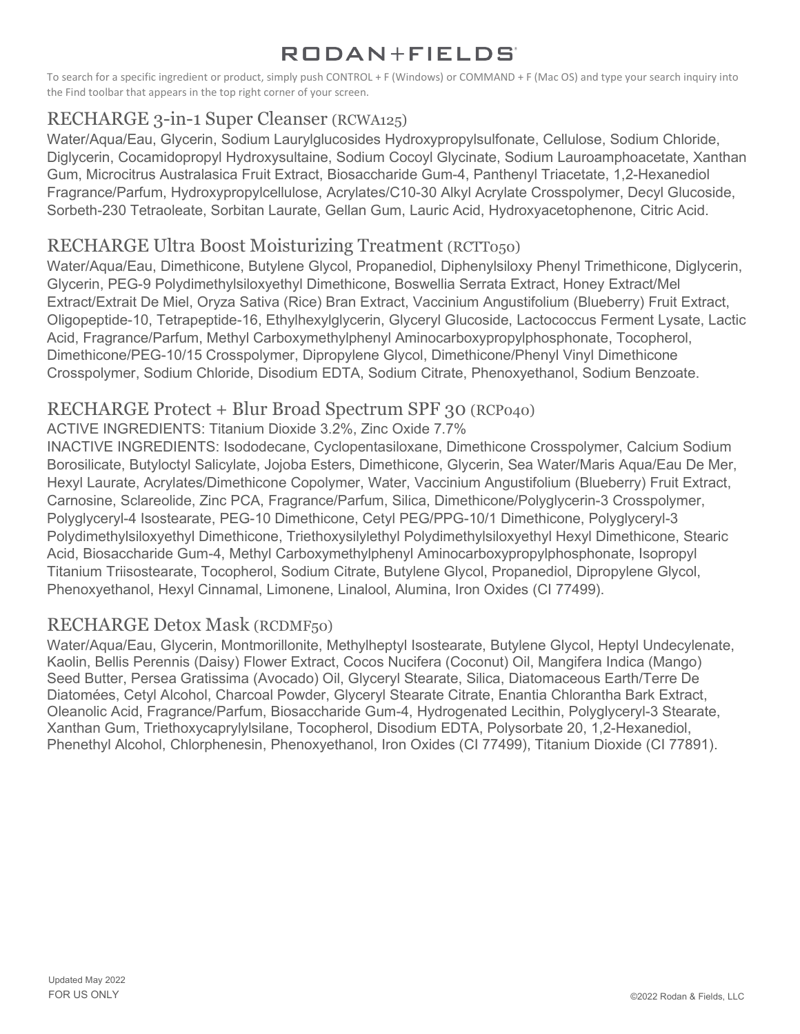# RODAN+FIELDS

To search for a specific ingredient or product, simply push CONTROL + F (Windows) or COMMAND + F (Mac OS) and type your search inquiry into the Find toolbar that appears in the top right corner of your screen.

## RECHARGE 3-in-1 Super Cleanser (RCWA125)

Water/Aqua/Eau, Glycerin, Sodium Laurylglucosides Hydroxypropylsulfonate, Cellulose, Sodium Chloride, Diglycerin, Cocamidopropyl Hydroxysultaine, Sodium Cocoyl Glycinate, Sodium Lauroamphoacetate, Xanthan Gum, Microcitrus Australasica Fruit Extract, Biosaccharide Gum-4, Panthenyl Triacetate, 1,2-Hexanediol Fragrance/Parfum, Hydroxypropylcellulose, Acrylates/C10-30 Alkyl Acrylate Crosspolymer, Decyl Glucoside, Sorbeth-230 Tetraoleate, Sorbitan Laurate, Gellan Gum, Lauric Acid, Hydroxyacetophenone, Citric Acid.

## RECHARGE Ultra Boost Moisturizing Treatment (RCTT050)

Water/Aqua/Eau, Dimethicone, Butylene Glycol, Propanediol, Diphenylsiloxy Phenyl Trimethicone, Diglycerin, Glycerin, PEG-9 Polydimethylsiloxyethyl Dimethicone, Boswellia Serrata Extract, Honey Extract/Mel Extract/Extrait De Miel, Oryza Sativa (Rice) Bran Extract, Vaccinium Angustifolium (Blueberry) Fruit Extract, Oligopeptide-10, Tetrapeptide-16, Ethylhexylglycerin, Glyceryl Glucoside, Lactococcus Ferment Lysate, Lactic Acid, Fragrance/Parfum, Methyl Carboxymethylphenyl Aminocarboxypropylphosphonate, Tocopherol, Dimethicone/PEG-10/15 Crosspolymer, Dipropylene Glycol, Dimethicone/Phenyl Vinyl Dimethicone Crosspolymer, Sodium Chloride, Disodium EDTA, Sodium Citrate, Phenoxyethanol, Sodium Benzoate.

## RECHARGE Protect + Blur Broad Spectrum SPF 30 (RCP040)

ACTIVE INGREDIENTS: Titanium Dioxide 3.2%, Zinc Oxide 7.7%

INACTIVE INGREDIENTS: Isododecane, Cyclopentasiloxane, Dimethicone Crosspolymer, Calcium Sodium Borosilicate, Butyloctyl Salicylate, Jojoba Esters, Dimethicone, Glycerin, Sea Water/Maris Aqua/Eau De Mer, Hexyl Laurate, Acrylates/Dimethicone Copolymer, Water, Vaccinium Angustifolium (Blueberry) Fruit Extract, Carnosine, Sclareolide, Zinc PCA, Fragrance/Parfum, Silica, Dimethicone/Polyglycerin-3 Crosspolymer, Polyglyceryl-4 Isostearate, PEG-10 Dimethicone, Cetyl PEG/PPG-10/1 Dimethicone, Polyglyceryl-3 Polydimethylsiloxyethyl Dimethicone, Triethoxysilylethyl Polydimethylsiloxyethyl Hexyl Dimethicone, Stearic Acid, Biosaccharide Gum-4, Methyl Carboxymethylphenyl Aminocarboxypropylphosphonate, Isopropyl Titanium Triisostearate, Tocopherol, Sodium Citrate, Butylene Glycol, Propanediol, Dipropylene Glycol, Phenoxyethanol, Hexyl Cinnamal, Limonene, Linalool, Alumina, Iron Oxides (CI 77499).

## RECHARGE Detox Mask (RCDMF50)

Water/Aqua/Eau, Glycerin, Montmorillonite, Methylheptyl Isostearate, Butylene Glycol, Heptyl Undecylenate, Kaolin, Bellis Perennis (Daisy) Flower Extract, Cocos Nucifera (Coconut) Oil, Mangifera Indica (Mango) Seed Butter, Persea Gratissima (Avocado) Oil, Glyceryl Stearate, Silica, Diatomaceous Earth/Terre De Diatomées, Cetyl Alcohol, Charcoal Powder, Glyceryl Stearate Citrate, Enantia Chlorantha Bark Extract, Oleanolic Acid, Fragrance/Parfum, Biosaccharide Gum-4, Hydrogenated Lecithin, Polyglyceryl-3 Stearate, Xanthan Gum, Triethoxycaprylylsilane, Tocopherol, Disodium EDTA, Polysorbate 20, 1,2-Hexanediol, Phenethyl Alcohol, Chlorphenesin, Phenoxyethanol, Iron Oxides (CI 77499), Titanium Dioxide (CI 77891).

Updated May 2022
FOR US ONLY

©2022 Rodan & Fields, LLC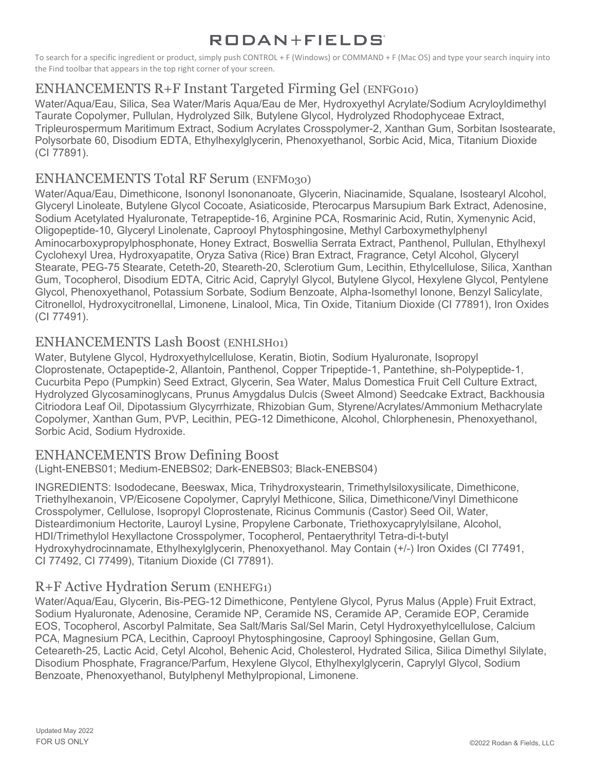# RODAN+FIELDS

To search for a specific ingredient or product, simply push CONTROL + F (Windows) or COMMAND + F (Mac OS) and type your search inquiry into the Find toolbar that appears in the top right corner of your screen.

## ENHANCEMENTS R+F Instant Targeted Firming Gel (ENFG010)

Water/Aqua/Eau, Silica, Sea Water/Maris Aqua/Eau de Mer, Hydroxyethyl Acrylate/Sodium Acryloyldimethyl Taurate Copolymer, Pullulan, Hydrolyzed Silk, Butylene Glycol, Hydrolyzed Rhodophyceae Extract, Tripleurospermum Maritimum Extract, Sodium Acrylates Crosspolymer-2, Xanthan Gum, Sorbitan Isostearate, Polysorbate 60, Disodium EDTA, Ethylhexylglycerin, Phenoxyethanol, Sorbic Acid, Mica, Titanium Dioxide (CI 77891).

## ENHANCEMENTS Total RF Serum (ENFM030)

Water/Aqua/Eau, Dimethicone, Isononyl Isononanoate, Glycerin, Niacinamide, Squalane, Isostearyl Alcohol, Glyceryl Linoleate, Butylene Glycol Cocoate, Asiaticoside, Pterocarpus Marsupium Bark Extract, Adenosine, Sodium Acetylated Hyaluronate, Tetrapeptide-16, Arginine PCA, Rosmarinic Acid, Rutin, Xymenynic Acid, Oligopeptide-10, Glyceryl Linolenate, Caprooyl Phytosphingosine, Methyl Carboxymethylphenyl Aminocarboxypropylphosphonate, Honey Extract, Boswellia Serrata Extract, Panthenol, Pullulan, Ethylhexyl Cyclohexyl Urea, Hydroxyapatite, Oryza Sativa (Rice) Bran Extract, Fragrance, Cetyl Alcohol, Glyceryl Stearate, PEG-75 Stearate, Ceteth-20, Steareth-20, Sclerotium Gum, Lecithin, Ethylcellulose, Silica, Xanthan Gum, Tocopherol, Disodium EDTA, Citric Acid, Caprylyl Glycol, Butylene Glycol, Hexylene Glycol, Pentylene Glycol, Phenoxyethanol, Potassium Sorbate, Sodium Benzoate, Alpha-Isomethyl Ionone, Benzyl Salicylate, Citronellol, Hydroxycitronellal, Limonene, Linalool, Mica, Tin Oxide, Titanium Dioxide (CI 77891), Iron Oxides (CI 77491).

## ENHANCEMENTS Lash Boost (ENHLSH01)

Water, Butylene Glycol, Hydroxyethylcellulose, Keratin, Biotin, Sodium Hyaluronate, Isopropyl Cloprostenate, Octapeptide-2, Allantoin, Panthenol, Copper Tripeptide-1, Pantethine, sh-Polypeptide-1, Cucurbita Pepo (Pumpkin) Seed Extract, Glycerin, Sea Water, Malus Domestica Fruit Cell Culture Extract, Hydrolyzed Glycosaminoglycans, Prunus Amygdalus Dulcis (Sweet Almond) Seedcake Extract, Backhousia Citriodora Leaf Oil, Dipotassium Glycyrrhizate, Rhizobian Gum, Styrene/Acrylates/Ammonium Methacrylate Copolymer, Xanthan Gum, PVP, Lecithin, PEG-12 Dimethicone, Alcohol, Chlorphenesin, Phenoxyethanol, Sorbic Acid, Sodium Hydroxide.

## ENHANCEMENTS Brow Defining Boost

(Light-ENEBS01; Medium-ENEBS02; Dark-ENEBS03; Black-ENEBS04)

INGREDIENTS: Isododecane, Beeswax, Mica, Trihydroxystearin, Trimethylsiloxysilicate, Dimethicone, Triethylhexanoin, VP/Eicosene Copolymer, Caprylyl Methicone, Silica, Dimethicone/Vinyl Dimethicone Crosspolymer, Cellulose, Isopropyl Cloprostenate, Ricinus Communis (Castor) Seed Oil, Water, Disteardimonium Hectorite, Lauroyl Lysine, Propylene Carbonate, Triethoxycaprylylsilane, Alcohol, HDI/Trimethylol Hexyllactone Crosspolymer, Tocopherol, Pentaerythrityl Tetra-di-t-butyl Hydroxyhydrocinnamate, Ethylhexylglycerin, Phenoxyethanol. May Contain (+/-) Iron Oxides (CI 77491, CI 77492, CI 77499), Titanium Dioxide (CI 77891).

## R+F Active Hydration Serum (ENHEFG1)

Water/Aqua/Eau, Glycerin, Bis-PEG-12 Dimethicone, Pentylene Glycol, Pyrus Malus (Apple) Fruit Extract, Sodium Hyaluronate, Adenosine, Ceramide NP, Ceramide NS, Ceramide AP, Ceramide EOP, Ceramide EOS, Tocopherol, Ascorbyl Palmitate, Sea Salt/Maris Sal/Sel Marin, Cetyl Hydroxyethylcellulose, Calcium PCA, Magnesium PCA, Lecithin, Caprooyl Phytosphingosine, Caprooyl Sphingosine, Gellan Gum, Ceteareth-25, Lactic Acid, Cetyl Alcohol, Behenic Acid, Cholesterol, Hydrated Silica, Silica Dimethyl Silylate, Disodium Phosphate, Fragrance/Parfum, Hexylene Glycol, Ethylhexylglycerin, Caprylyl Glycol, Sodium Benzoate, Phenoxyethanol, Butylphenyl Methylpropional, Limonene.

Updated May 2022
FOR US ONLY

©2022 Rodan & Fields, LLC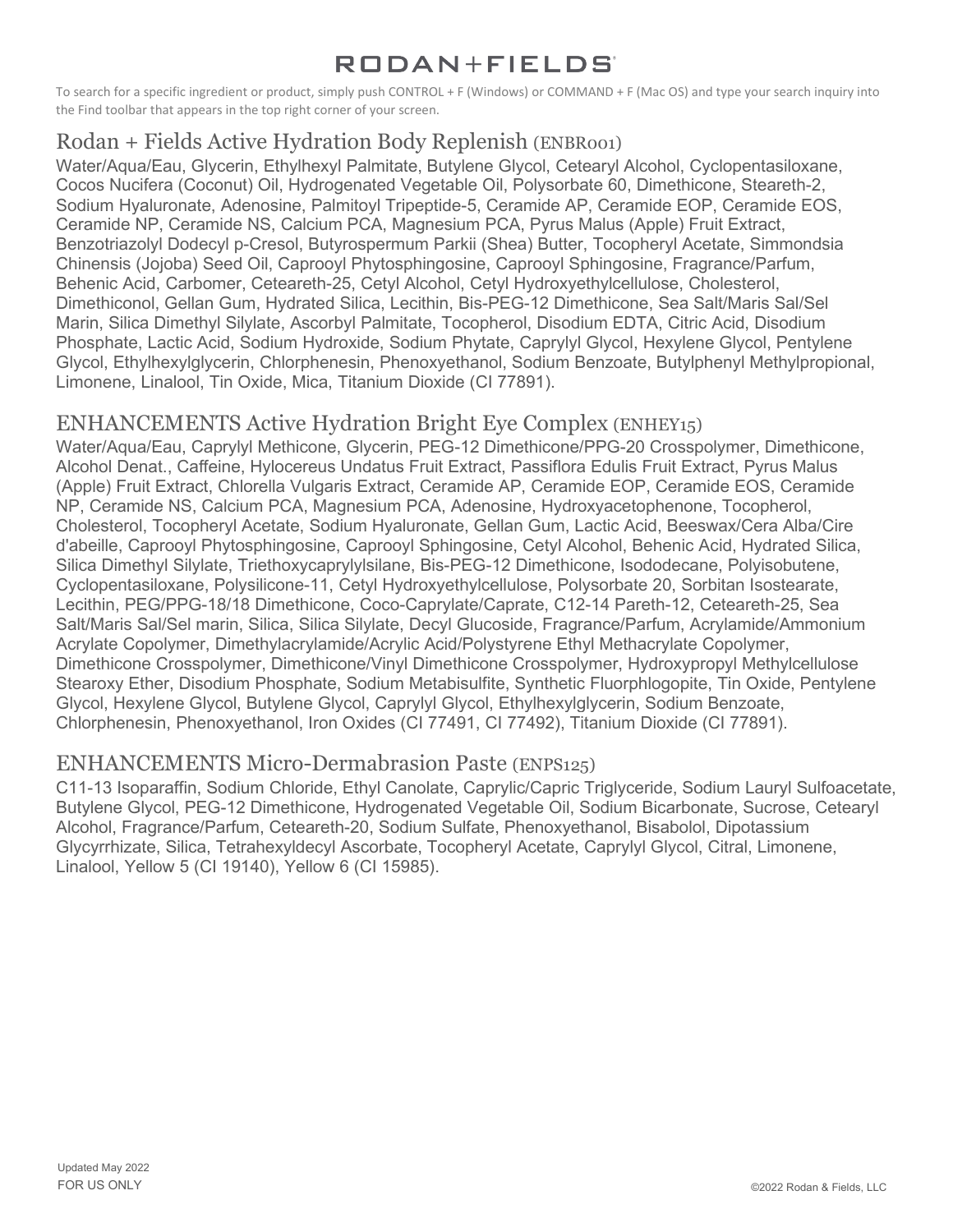# RODAN+FIELDS

To search for a specific ingredient or product, simply push CONTROL + F (Windows) or COMMAND + F (Mac OS) and type your search inquiry into the Find toolbar that appears in the top right corner of your screen.

## Rodan + Fields Active Hydration Body Replenish (ENBR001)

Water/Aqua/Eau, Glycerin, Ethylhexyl Palmitate, Butylene Glycol, Cetearyl Alcohol, Cyclopentasiloxane, Cocos Nucifera (Coconut) Oil, Hydrogenated Vegetable Oil, Polysorbate 60, Dimethicone, Steareth-2, Sodium Hyaluronate, Adenosine, Palmitoyl Tripeptide-5, Ceramide AP, Ceramide EOP, Ceramide EOS, Ceramide NP, Ceramide NS, Calcium PCA, Magnesium PCA, Pyrus Malus (Apple) Fruit Extract, Benzotriazolyl Dodecyl p-Cresol, Butyrospermum Parkii (Shea) Butter, Tocopheryl Acetate, Simmondsia Chinensis (Jojoba) Seed Oil, Caprooyl Phytosphingosine, Caprooyl Sphingosine, Fragrance/Parfum, Behenic Acid, Carbomer, Ceteareth-25, Cetyl Alcohol, Cetyl Hydroxyethylcellulose, Cholesterol, Dimethiconol, Gellan Gum, Hydrated Silica, Lecithin, Bis-PEG-12 Dimethicone, Sea Salt/Maris Sal/Sel Marin, Silica Dimethyl Silylate, Ascorbyl Palmitate, Tocopherol, Disodium EDTA, Citric Acid, Disodium Phosphate, Lactic Acid, Sodium Hydroxide, Sodium Phytate, Caprylyl Glycol, Hexylene Glycol, Pentylene Glycol, Ethylhexylglycerin, Chlorphenesin, Phenoxyethanol, Sodium Benzoate, Butylphenyl Methylpropional, Limonene, Linalool, Tin Oxide, Mica, Titanium Dioxide (CI 77891).

## ENHANCEMENTS Active Hydration Bright Eye Complex (ENHEY15)

Water/Aqua/Eau, Caprylyl Methicone, Glycerin, PEG-12 Dimethicone/PPG-20 Crosspolymer, Dimethicone, Alcohol Denat., Caffeine, Hylocereus Undatus Fruit Extract, Passiflora Edulis Fruit Extract, Pyrus Malus (Apple) Fruit Extract, Chlorella Vulgaris Extract, Ceramide AP, Ceramide EOP, Ceramide EOS, Ceramide NP, Ceramide NS, Calcium PCA, Magnesium PCA, Adenosine, Hydroxyacetophenone, Tocopherol, Cholesterol, Tocopheryl Acetate, Sodium Hyaluronate, Gellan Gum, Lactic Acid, Beeswax/Cera Alba/Cire d'abeille, Caprooyl Phytosphingosine, Caprooyl Sphingosine, Cetyl Alcohol, Behenic Acid, Hydrated Silica, Silica Dimethyl Silylate, Triethoxycaprylylsilane, Bis-PEG-12 Dimethicone, Isododecane, Polyisobutene, Cyclopentasiloxane, Polysilicone-11, Cetyl Hydroxyethylcellulose, Polysorbate 20, Sorbitan Isostearate, Lecithin, PEG/PPG-18/18 Dimethicone, Coco-Caprylate/Caprate, C12-14 Pareth-12, Ceteareth-25, Sea Salt/Maris Sal/Sel marin, Silica, Silica Silylate, Decyl Glucoside, Fragrance/Parfum, Acrylamide/Ammonium Acrylate Copolymer, Dimethylacrylamide/Acrylic Acid/Polystyrene Ethyl Methacrylate Copolymer, Dimethicone Crosspolymer, Dimethicone/Vinyl Dimethicone Crosspolymer, Hydroxypropyl Methylcellulose Stearoxy Ether, Disodium Phosphate, Sodium Metabisulfite, Synthetic Fluorphlogopite, Tin Oxide, Pentylene Glycol, Hexylene Glycol, Butylene Glycol, Caprylyl Glycol, Ethylhexylglycerin, Sodium Benzoate, Chlorphenesin, Phenoxyethanol, Iron Oxides (CI 77491, CI 77492), Titanium Dioxide (CI 77891).

## ENHANCEMENTS Micro-Dermabrasion Paste (ENPS125)

C11-13 Isoparaffin, Sodium Chloride, Ethyl Canolate, Caprylic/Capric Triglyceride, Sodium Lauryl Sulfoacetate, Butylene Glycol, PEG-12 Dimethicone, Hydrogenated Vegetable Oil, Sodium Bicarbonate, Sucrose, Cetearyl Alcohol, Fragrance/Parfum, Ceteareth-20, Sodium Sulfate, Phenoxyethanol, Bisabolol, Dipotassium Glycyrrhizate, Silica, Tetrahexyldecyl Ascorbate, Tocopheryl Acetate, Caprylyl Glycol, Citral, Limonene, Linalool, Yellow 5 (CI 19140), Yellow 6 (CI 15985).

Updated May 2022
FOR US ONLY

©2022 Rodan & Fields, LLC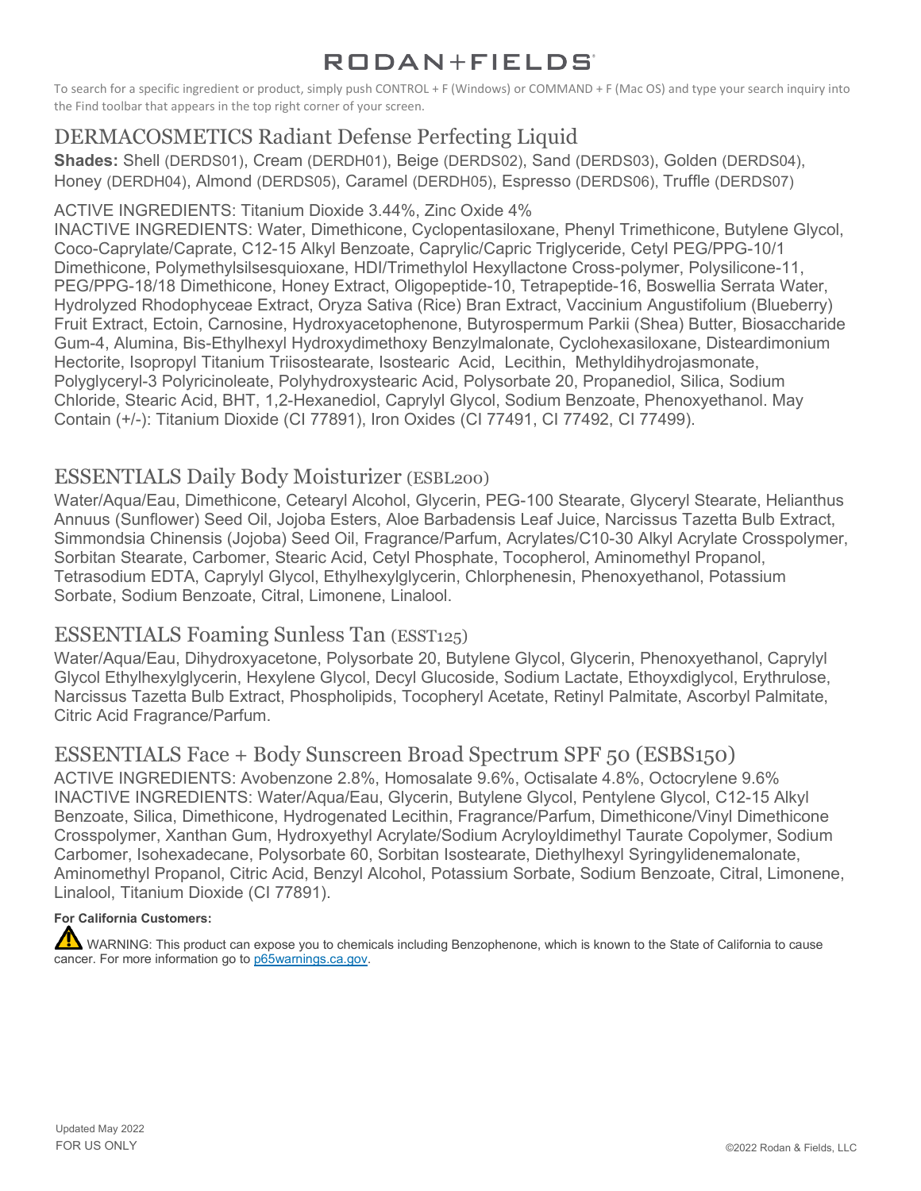# RODAN+FIELDS

To search for a specific ingredient or product, simply push CONTROL + F (Windows) or COMMAND + F (Mac OS) and type your search inquiry into the Find toolbar that appears in the top right corner of your screen.

## DERMACOSMETICS Radiant Defense Perfecting Liquid

**Shades:** Shell (DERDS01), Cream (DERDH01), Beige (DERDS02), Sand (DERDS03), Golden (DERDS04), Honey (DERDH04), Almond (DERDS05), Caramel (DERDH05), Espresso (DERDS06), Truffle (DERDS07)

ACTIVE INGREDIENTS: Titanium Dioxide 3.44%, Zinc Oxide 4%
INACTIVE INGREDIENTS: Water, Dimethicone, Cyclopentasiloxane, Phenyl Trimethicone, Butylene Glycol, Coco-Caprylate/Caprate, C12-15 Alkyl Benzoate, Caprylic/Capric Triglyceride, Cetyl PEG/PPG-10/1 Dimethicone, Polymethylsilsesquioxane, HDI/Trimethylol Hexyllactone Cross-polymer, Polysilicone-11, PEG/PPG-18/18 Dimethicone, Honey Extract, Oligopeptide-10, Tetrapeptide-16, Boswellia Serrata Water, Hydrolyzed Rhodophyceae Extract, Oryza Sativa (Rice) Bran Extract, Vaccinium Angustifolium (Blueberry) Fruit Extract, Ectoin, Carnosine, Hydroxyacetophenone, Butyrospermum Parkii (Shea) Butter, Biosaccharide Gum-4, Alumina, Bis-Ethylhexyl Hydroxydimethoxy Benzylmalonate, Cyclohexasiloxane, Disteardimonium Hectorite, Isopropyl Titanium Triisostearate, Isostearic Acid, Lecithin, Methyldihydrojasmonate, Polyglyceryl-3 Polyricinoleate, Polyhydroxystearic Acid, Polysorbate 20, Propanediol, Silica, Sodium Chloride, Stearic Acid, BHT, 1,2-Hexanediol, Caprylyl Glycol, Sodium Benzoate, Phenoxyethanol. May Contain (+/-): Titanium Dioxide (CI 77891), Iron Oxides (CI 77491, CI 77492, CI 77499).

## ESSENTIALS Daily Body Moisturizer (ESBL200)

Water/Aqua/Eau, Dimethicone, Cetearyl Alcohol, Glycerin, PEG-100 Stearate, Glyceryl Stearate, Helianthus Annuus (Sunflower) Seed Oil, Jojoba Esters, Aloe Barbadensis Leaf Juice, Narcissus Tazetta Bulb Extract, Simmondsia Chinensis (Jojoba) Seed Oil, Fragrance/Parfum, Acrylates/C10-30 Alkyl Acrylate Crosspolymer, Sorbitan Stearate, Carbomer, Stearic Acid, Cetyl Phosphate, Tocopherol, Aminomethyl Propanol, Tetrasodium EDTA, Caprylyl Glycol, Ethylhexylglycerin, Chlorphenesin, Phenoxyethanol, Potassium Sorbate, Sodium Benzoate, Citral, Limonene, Linalool.

## ESSENTIALS Foaming Sunless Tan (ESST125)

Water/Aqua/Eau, Dihydroxyacetone, Polysorbate 20, Butylene Glycol, Glycerin, Phenoxyethanol, Caprylyl Glycol Ethylhexylglycerin, Hexylene Glycol, Decyl Glucoside, Sodium Lactate, Ethoyxdiglycol, Erythrulose, Narcissus Tazetta Bulb Extract, Phospholipids, Tocopheryl Acetate, Retinyl Palmitate, Ascorbyl Palmitate, Citric Acid Fragrance/Parfum.

## ESSENTIALS Face + Body Sunscreen Broad Spectrum SPF 50 (ESBS150)

ACTIVE INGREDIENTS: Avobenzone 2.8%, Homosalate 9.6%, Octisalate 4.8%, Octocrylene 9.6%
INACTIVE INGREDIENTS: Water/Aqua/Eau, Glycerin, Butylene Glycol, Pentylene Glycol, C12-15 Alkyl Benzoate, Silica, Dimethicone, Hydrogenated Lecithin, Fragrance/Parfum, Dimethicone/Vinyl Dimethicone Crosspolymer, Xanthan Gum, Hydroxyethyl Acrylate/Sodium Acryloyldimethyl Taurate Copolymer, Sodium Carbomer, Isohexadecane, Polysorbate 60, Sorbitan Isostearate, Diethylhexyl Syringylidenemalonate, Aminomethyl Propanol, Citric Acid, Benzyl Alcohol, Potassium Sorbate, Sodium Benzoate, Citral, Limonene, Linalool, Titanium Dioxide (CI 77891).

**For California Customers:**

⚠ WARNING: This product can expose you to chemicals including Benzophenone, which is known to the State of California to cause cancer. For more information go to p65warnings.ca.gov.

Updated May 2022
FOR US ONLY

©2022 Rodan & Fields, LLC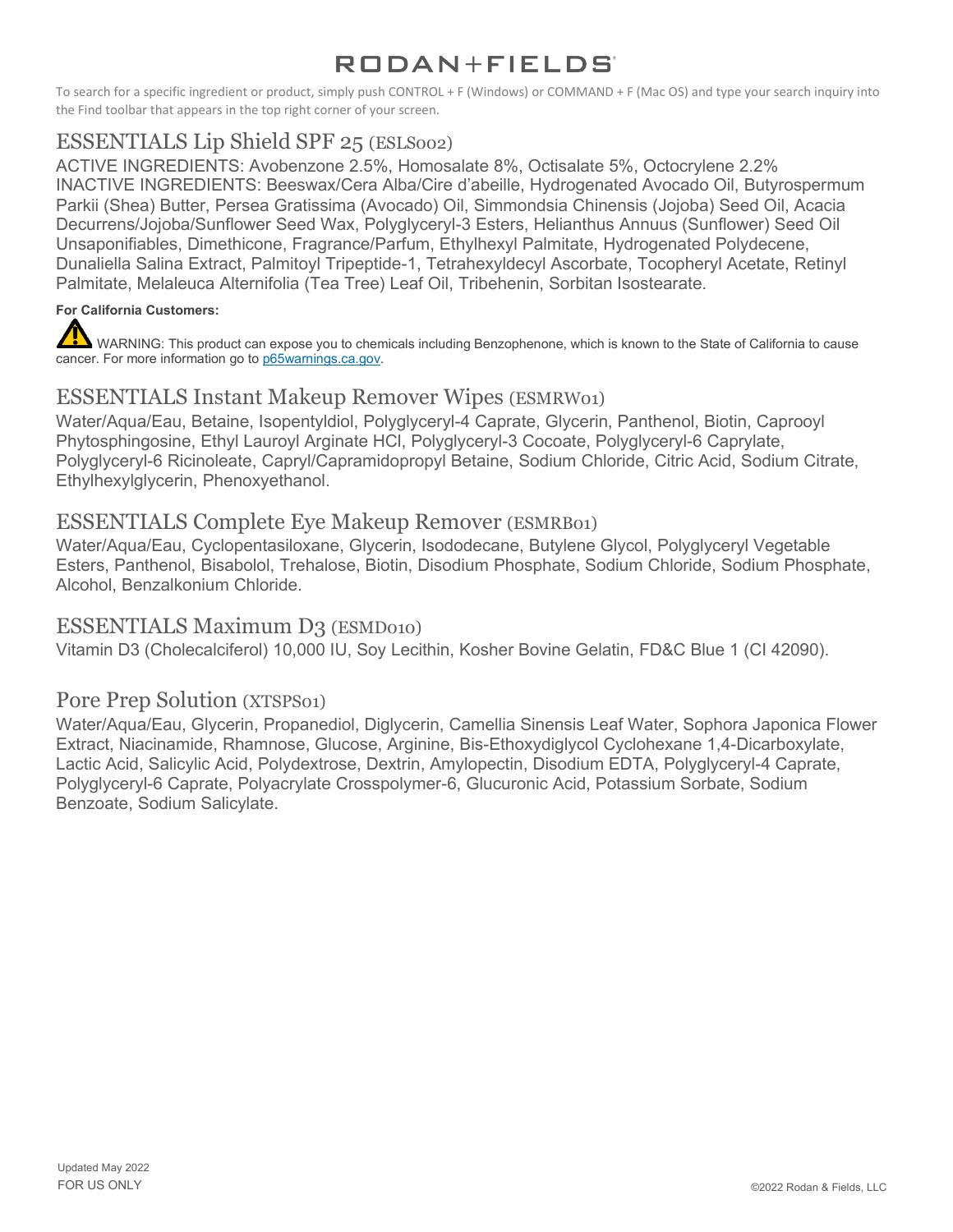# RODAN+FIELDS

To search for a specific ingredient or product, simply push CONTROL + F (Windows) or COMMAND + F (Mac OS) and type your search inquiry into the Find toolbar that appears in the top right corner of your screen.

## ESSENTIALS Lip Shield SPF 25 (ESLS002)

ACTIVE INGREDIENTS: Avobenzone 2.5%, Homosalate 8%, Octisalate 5%, Octocrylene 2.2%
INACTIVE INGREDIENTS: Beeswax/Cera Alba/Cire d'abeille, Hydrogenated Avocado Oil, Butyrospermum Parkii (Shea) Butter, Persea Gratissima (Avocado) Oil, Simmondsia Chinensis (Jojoba) Seed Oil, Acacia Decurrens/Jojoba/Sunflower Seed Wax, Polyglyceryl-3 Esters, Helianthus Annuus (Sunflower) Seed Oil Unsaponifiables, Dimethicone, Fragrance/Parfum, Ethylhexyl Palmitate, Hydrogenated Polydecene, Dunaliella Salina Extract, Palmitoyl Tripeptide-1, Tetrahexyldecyl Ascorbate, Tocopheryl Acetate, Retinyl Palmitate, Melaleuca Alternifolia (Tea Tree) Leaf Oil, Tribehenin, Sorbitan Isostearate.

**For California Customers:**

WARNING: This product can expose you to chemicals including Benzophenone, which is known to the State of California to cause cancer. For more information go to p65warnings.ca.gov.

## ESSENTIALS Instant Makeup Remover Wipes (ESMRW01)

Water/Aqua/Eau, Betaine, Isopentyldiol, Polyglyceryl-4 Caprate, Glycerin, Panthenol, Biotin, Caprooyl Phytosphingosine, Ethyl Lauroyl Arginate HCl, Polyglyceryl-3 Cocoate, Polyglyceryl-6 Caprylate, Polyglyceryl-6 Ricinoleate, Capryl/Capramidopropyl Betaine, Sodium Chloride, Citric Acid, Sodium Citrate, Ethylhexylglycerin, Phenoxyethanol.

## ESSENTIALS Complete Eye Makeup Remover (ESMRB01)

Water/Aqua/Eau, Cyclopentasiloxane, Glycerin, Isododecane, Butylene Glycol, Polyglyceryl Vegetable Esters, Panthenol, Bisabolol, Trehalose, Biotin, Disodium Phosphate, Sodium Chloride, Sodium Phosphate, Alcohol, Benzalkonium Chloride.

## ESSENTIALS Maximum D3 (ESMD010)

Vitamin D3 (Cholecalciferol) 10,000 IU, Soy Lecithin, Kosher Bovine Gelatin, FD&C Blue 1 (CI 42090).

## Pore Prep Solution (XTSPS01)

Water/Aqua/Eau, Glycerin, Propanediol, Diglycerin, Camellia Sinensis Leaf Water, Sophora Japonica Flower Extract, Niacinamide, Rhamnose, Glucose, Arginine, Bis-Ethoxydiglycol Cyclohexane 1,4-Dicarboxylate, Lactic Acid, Salicylic Acid, Polydextrose, Dextrin, Amylopectin, Disodium EDTA, Polyglyceryl-4 Caprate, Polyglyceryl-6 Caprate, Polyacrylate Crosspolymer-6, Glucuronic Acid, Potassium Sorbate, Sodium Benzoate, Sodium Salicylate.

Updated May 2022
FOR US ONLY

©2022 Rodan & Fields, LLC